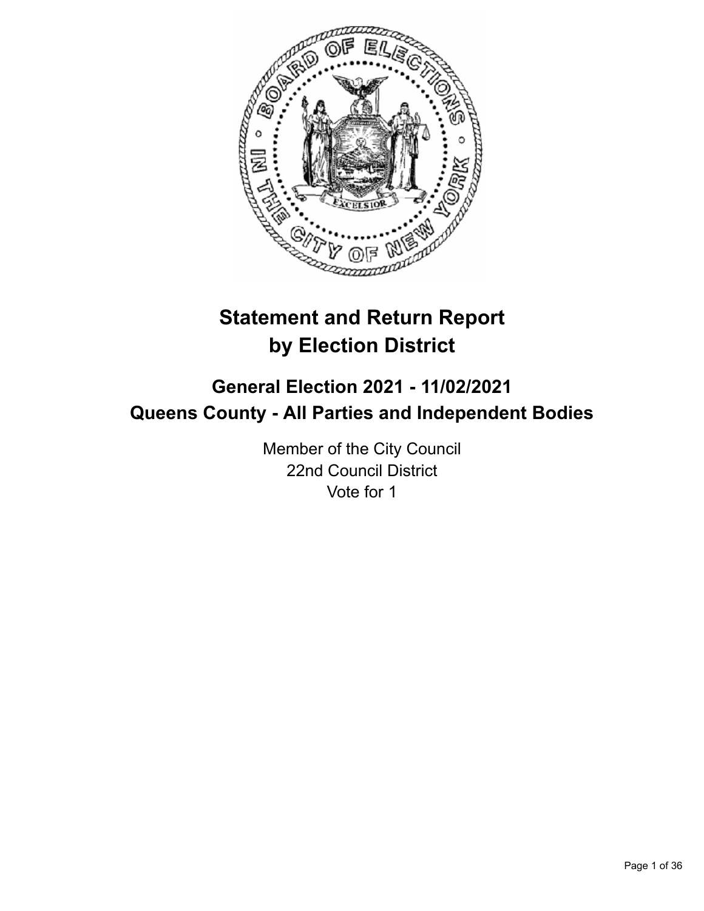# Statement and Return Report by Election District

## General Election 2021 - 11/02/2021
## Queens County - All Parties and Independent Bodies

Member of the City Council
22nd Council District
Vote for 1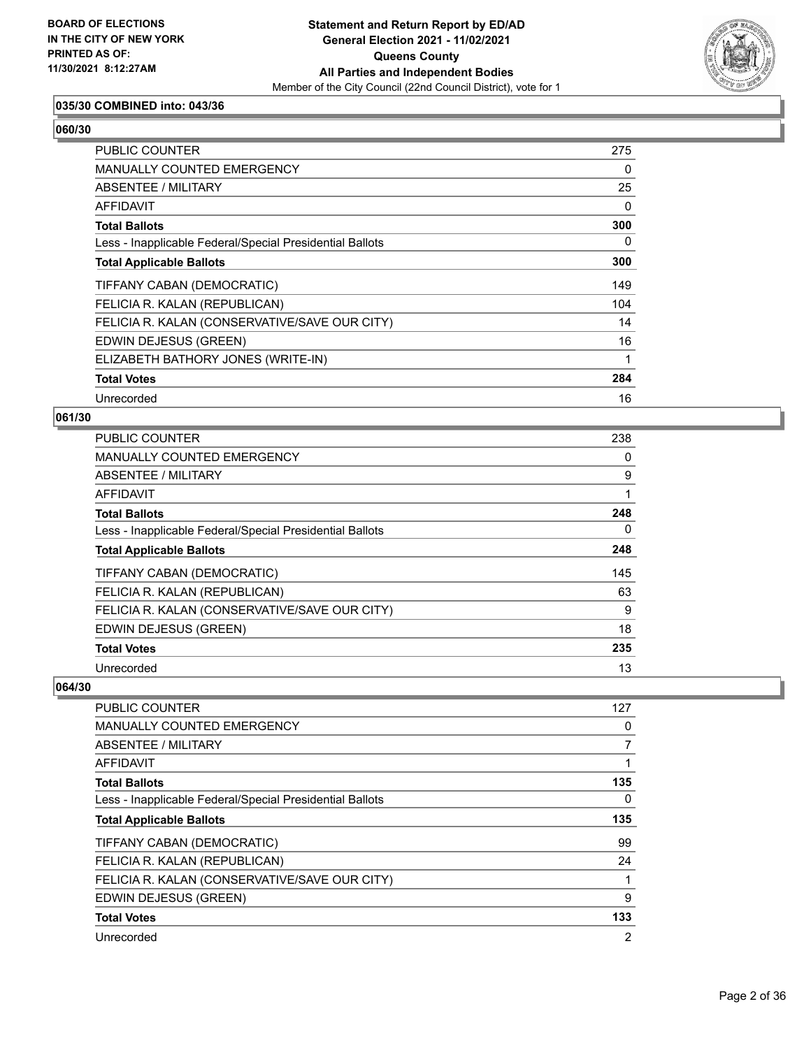BOARD OF ELECTIONS
IN THE CITY OF NEW YORK
PRINTED AS OF:
11/30/2021 8:12:27AM

**Statement and Return Report by ED/AD**
**General Election 2021 - 11/02/2021**
**Queens County**
**All Parties and Independent Bodies**
Member of the City Council (22nd Council District), vote for 1

### 035/30 COMBINED into: 043/36

### 060/30

| | |
|---|---|
| PUBLIC COUNTER | 275 |
| MANUALLY COUNTED EMERGENCY | 0 |
| ABSENTEE / MILITARY | 25 |
| AFFIDAVIT | 0 |
| **Total Ballots** | **300** |
| Less - Inapplicable Federal/Special Presidential Ballots | 0 |
| **Total Applicable Ballots** | **300** |
| TIFFANY CABAN (DEMOCRATIC) | 149 |
| FELICIA R. KALAN (REPUBLICAN) | 104 |
| FELICIA R. KALAN (CONSERVATIVE/SAVE OUR CITY) | 14 |
| EDWIN DEJESUS (GREEN) | 16 |
| ELIZABETH BATHORY JONES (WRITE-IN) | 1 |
| **Total Votes** | **284** |
| Unrecorded | 16 |

### 061/30

| | |
|---|---|
| PUBLIC COUNTER | 238 |
| MANUALLY COUNTED EMERGENCY | 0 |
| ABSENTEE / MILITARY | 9 |
| AFFIDAVIT | 1 |
| **Total Ballots** | **248** |
| Less - Inapplicable Federal/Special Presidential Ballots | 0 |
| **Total Applicable Ballots** | **248** |
| TIFFANY CABAN (DEMOCRATIC) | 145 |
| FELICIA R. KALAN (REPUBLICAN) | 63 |
| FELICIA R. KALAN (CONSERVATIVE/SAVE OUR CITY) | 9 |
| EDWIN DEJESUS (GREEN) | 18 |
| **Total Votes** | **235** |
| Unrecorded | 13 |

### 064/30

| | |
|---|---|
| PUBLIC COUNTER | 127 |
| MANUALLY COUNTED EMERGENCY | 0 |
| ABSENTEE / MILITARY | 7 |
| AFFIDAVIT | 1 |
| **Total Ballots** | **135** |
| Less - Inapplicable Federal/Special Presidential Ballots | 0 |
| **Total Applicable Ballots** | **135** |
| TIFFANY CABAN (DEMOCRATIC) | 99 |
| FELICIA R. KALAN (REPUBLICAN) | 24 |
| FELICIA R. KALAN (CONSERVATIVE/SAVE OUR CITY) | 1 |
| EDWIN DEJESUS (GREEN) | 9 |
| **Total Votes** | **133** |
| Unrecorded | 2 |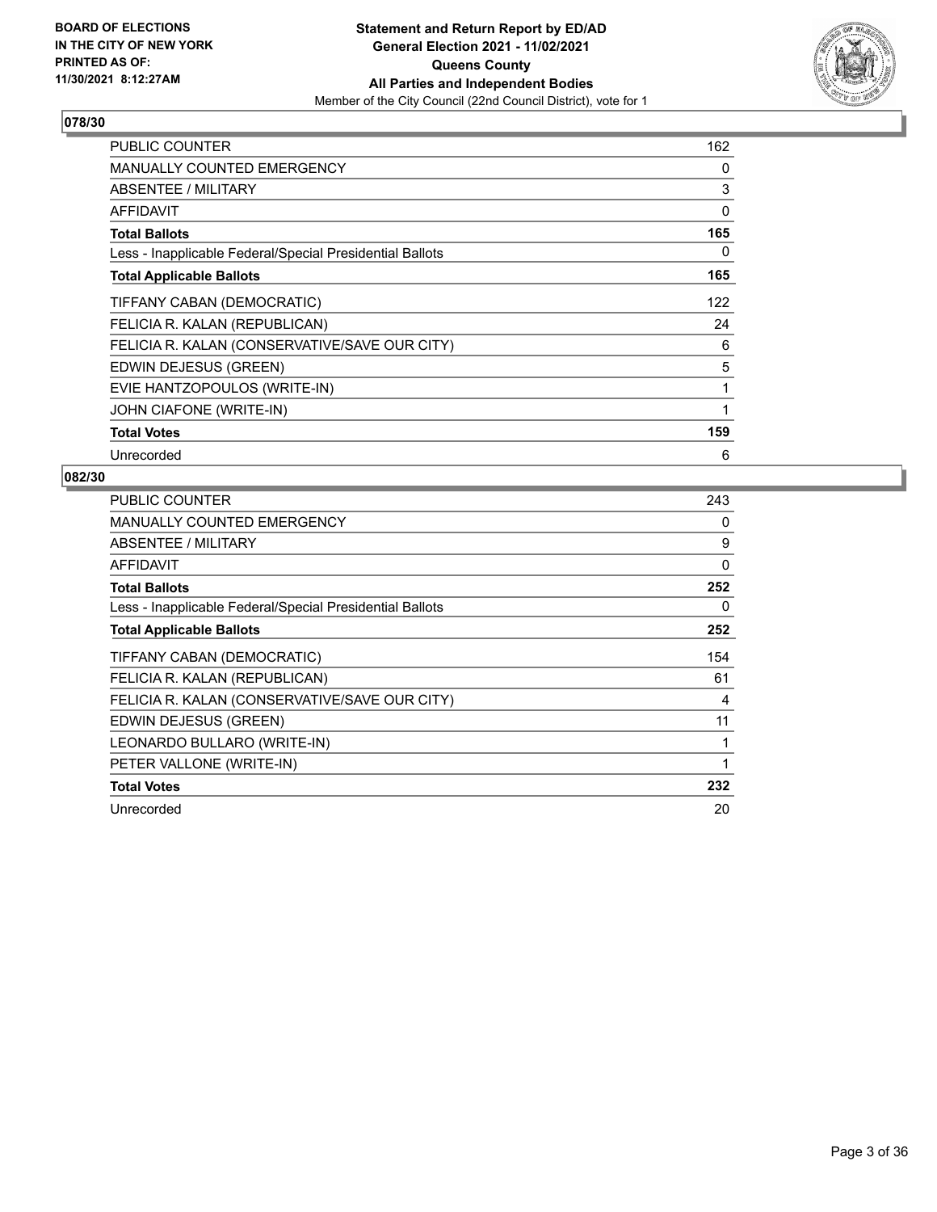**BOARD OF ELECTIONS IN THE CITY OF NEW YORK PRINTED AS OF: 11/30/2021 8:12:27AM**

**Statement and Return Report by ED/AD General Election 2021 - 11/02/2021 Queens County All Parties and Independent Bodies**

Member of the City Council (22nd Council District), vote for 1

## 078/30

| | |
|---|---|
| PUBLIC COUNTER | 162 |
| MANUALLY COUNTED EMERGENCY | 0 |
| ABSENTEE / MILITARY | 3 |
| AFFIDAVIT | 0 |
| **Total Ballots** | **165** |
| Less - Inapplicable Federal/Special Presidential Ballots | 0 |
| **Total Applicable Ballots** | **165** |
| TIFFANY CABAN (DEMOCRATIC) | 122 |
| FELICIA R. KALAN (REPUBLICAN) | 24 |
| FELICIA R. KALAN (CONSERVATIVE/SAVE OUR CITY) | 6 |
| EDWIN DEJESUS (GREEN) | 5 |
| EVIE HANTZOPOULOS (WRITE-IN) | 1 |
| JOHN CIAFONE (WRITE-IN) | 1 |
| **Total Votes** | **159** |
| Unrecorded | 6 |

## 082/30

| | |
|---|---|
| PUBLIC COUNTER | 243 |
| MANUALLY COUNTED EMERGENCY | 0 |
| ABSENTEE / MILITARY | 9 |
| AFFIDAVIT | 0 |
| **Total Ballots** | **252** |
| Less - Inapplicable Federal/Special Presidential Ballots | 0 |
| **Total Applicable Ballots** | **252** |
| TIFFANY CABAN (DEMOCRATIC) | 154 |
| FELICIA R. KALAN (REPUBLICAN) | 61 |
| FELICIA R. KALAN (CONSERVATIVE/SAVE OUR CITY) | 4 |
| EDWIN DEJESUS (GREEN) | 11 |
| LEONARDO BULLARO (WRITE-IN) | 1 |
| PETER VALLONE (WRITE-IN) | 1 |
| **Total Votes** | **232** |
| Unrecorded | 20 |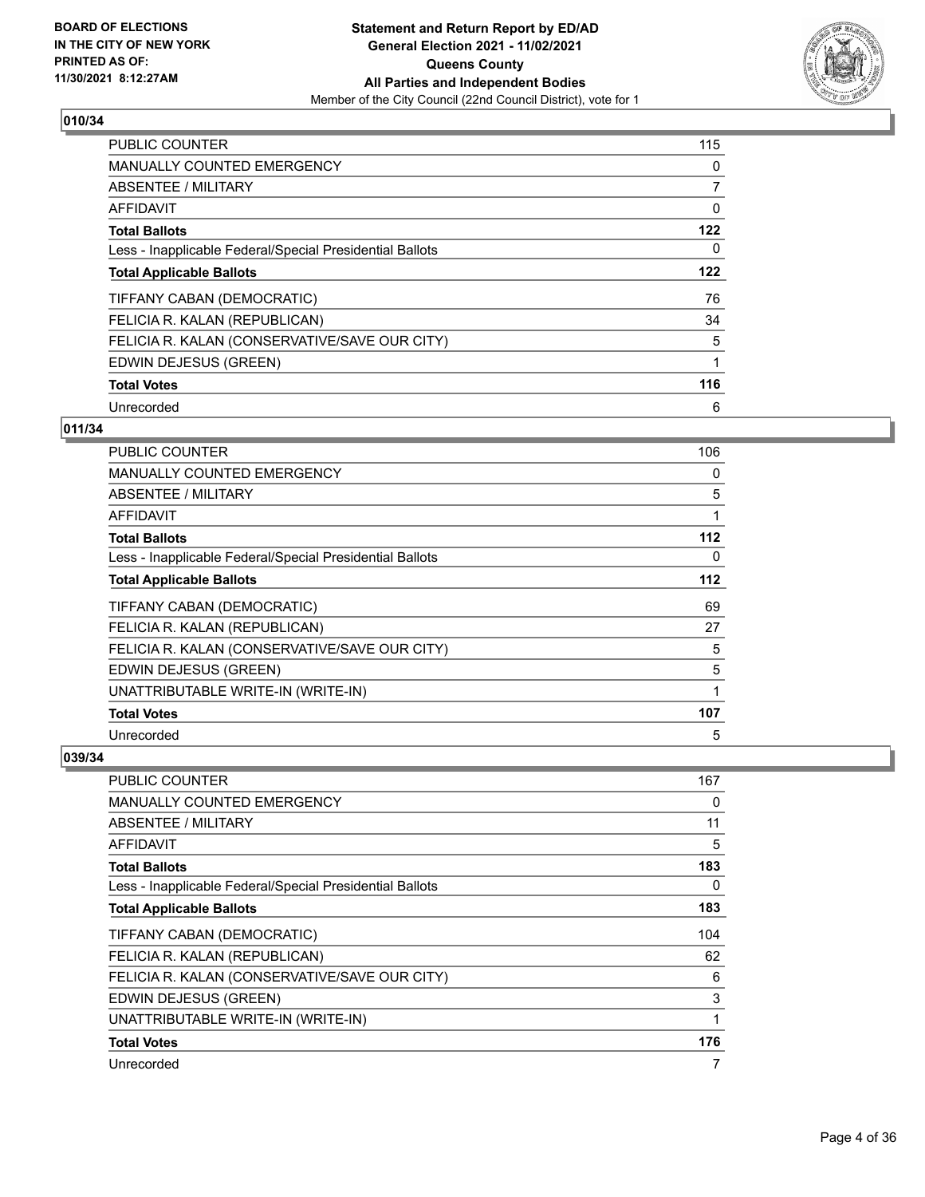**BOARD OF ELECTIONS IN THE CITY OF NEW YORK PRINTED AS OF: 11/30/2021 8:12:27AM**

**Statement and Return Report by ED/AD General Election 2021 - 11/02/2021 Queens County All Parties and Independent Bodies**

Member of the City Council (22nd Council District), vote for 1

## 010/34

| | |
|---|---|
| PUBLIC COUNTER | 115 |
| MANUALLY COUNTED EMERGENCY | 0 |
| ABSENTEE / MILITARY | 7 |
| AFFIDAVIT | 0 |
| **Total Ballots** | **122** |
| Less - Inapplicable Federal/Special Presidential Ballots | 0 |
| **Total Applicable Ballots** | **122** |
| TIFFANY CABAN (DEMOCRATIC) | 76 |
| FELICIA R. KALAN (REPUBLICAN) | 34 |
| FELICIA R. KALAN (CONSERVATIVE/SAVE OUR CITY) | 5 |
| EDWIN DEJESUS (GREEN) | 1 |
| **Total Votes** | **116** |
| Unrecorded | 6 |

## 011/34

| | |
|---|---|
| PUBLIC COUNTER | 106 |
| MANUALLY COUNTED EMERGENCY | 0 |
| ABSENTEE / MILITARY | 5 |
| AFFIDAVIT | 1 |
| **Total Ballots** | **112** |
| Less - Inapplicable Federal/Special Presidential Ballots | 0 |
| **Total Applicable Ballots** | **112** |
| TIFFANY CABAN (DEMOCRATIC) | 69 |
| FELICIA R. KALAN (REPUBLICAN) | 27 |
| FELICIA R. KALAN (CONSERVATIVE/SAVE OUR CITY) | 5 |
| EDWIN DEJESUS (GREEN) | 5 |
| UNATTRIBUTABLE WRITE-IN (WRITE-IN) | 1 |
| **Total Votes** | **107** |
| Unrecorded | 5 |

## 039/34

| | |
|---|---|
| PUBLIC COUNTER | 167 |
| MANUALLY COUNTED EMERGENCY | 0 |
| ABSENTEE / MILITARY | 11 |
| AFFIDAVIT | 5 |
| **Total Ballots** | **183** |
| Less - Inapplicable Federal/Special Presidential Ballots | 0 |
| **Total Applicable Ballots** | **183** |
| TIFFANY CABAN (DEMOCRATIC) | 104 |
| FELICIA R. KALAN (REPUBLICAN) | 62 |
| FELICIA R. KALAN (CONSERVATIVE/SAVE OUR CITY) | 6 |
| EDWIN DEJESUS (GREEN) | 3 |
| UNATTRIBUTABLE WRITE-IN (WRITE-IN) | 1 |
| **Total Votes** | **176** |
| Unrecorded | 7 |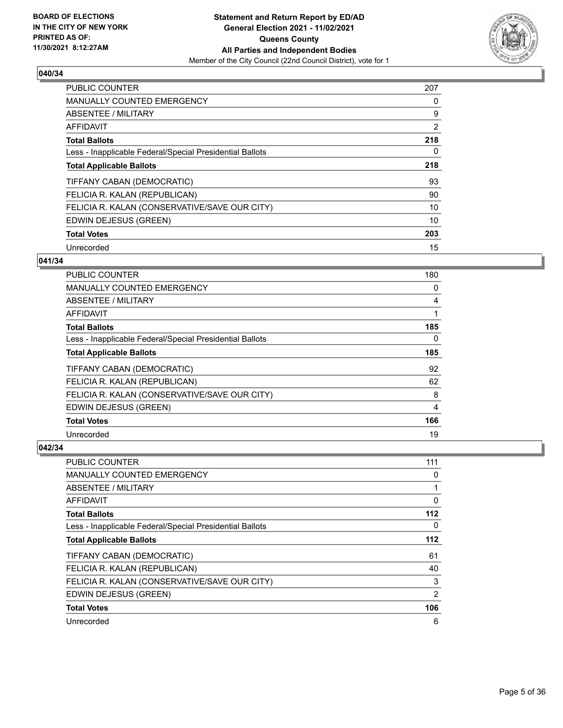BOARD OF ELECTIONS
IN THE CITY OF NEW YORK
PRINTED AS OF:
11/30/2021 8:12:27AM

**Statement and Return Report by ED/AD**
**General Election 2021 - 11/02/2021**
**Queens County**
**All Parties and Independent Bodies**
Member of the City Council (22nd Council District), vote for 1

## 040/34

| | |
|---|---|
| PUBLIC COUNTER | 207 |
| MANUALLY COUNTED EMERGENCY | 0 |
| ABSENTEE / MILITARY | 9 |
| AFFIDAVIT | 2 |
| **Total Ballots** | **218** |
| Less - Inapplicable Federal/Special Presidential Ballots | 0 |
| **Total Applicable Ballots** | **218** |
| TIFFANY CABAN (DEMOCRATIC) | 93 |
| FELICIA R. KALAN (REPUBLICAN) | 90 |
| FELICIA R. KALAN (CONSERVATIVE/SAVE OUR CITY) | 10 |
| EDWIN DEJESUS (GREEN) | 10 |
| **Total Votes** | **203** |
| Unrecorded | 15 |

## 041/34

| | |
|---|---|
| PUBLIC COUNTER | 180 |
| MANUALLY COUNTED EMERGENCY | 0 |
| ABSENTEE / MILITARY | 4 |
| AFFIDAVIT | 1 |
| **Total Ballots** | **185** |
| Less - Inapplicable Federal/Special Presidential Ballots | 0 |
| **Total Applicable Ballots** | **185** |
| TIFFANY CABAN (DEMOCRATIC) | 92 |
| FELICIA R. KALAN (REPUBLICAN) | 62 |
| FELICIA R. KALAN (CONSERVATIVE/SAVE OUR CITY) | 8 |
| EDWIN DEJESUS (GREEN) | 4 |
| **Total Votes** | **166** |
| Unrecorded | 19 |

## 042/34

| | |
|---|---|
| PUBLIC COUNTER | 111 |
| MANUALLY COUNTED EMERGENCY | 0 |
| ABSENTEE / MILITARY | 1 |
| AFFIDAVIT | 0 |
| **Total Ballots** | **112** |
| Less - Inapplicable Federal/Special Presidential Ballots | 0 |
| **Total Applicable Ballots** | **112** |
| TIFFANY CABAN (DEMOCRATIC) | 61 |
| FELICIA R. KALAN (REPUBLICAN) | 40 |
| FELICIA R. KALAN (CONSERVATIVE/SAVE OUR CITY) | 3 |
| EDWIN DEJESUS (GREEN) | 2 |
| **Total Votes** | **106** |
| Unrecorded | 6 |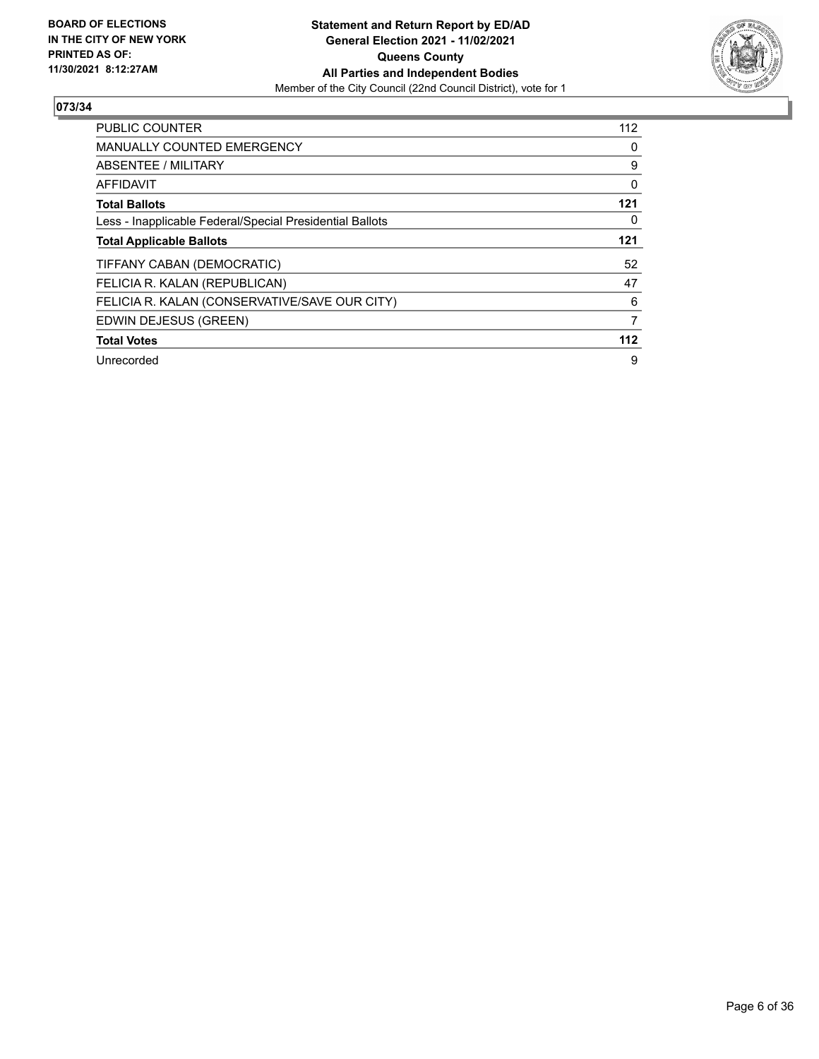**BOARD OF ELECTIONS IN THE CITY OF NEW YORK PRINTED AS OF: 11/30/2021 8:12:27AM**

**Statement and Return Report by ED/AD General Election 2021 - 11/02/2021 Queens County All Parties and Independent Bodies**

Member of the City Council (22nd Council District), vote for 1

## 073/34

| | |
|---|---|
| PUBLIC COUNTER | 112 |
| MANUALLY COUNTED EMERGENCY | 0 |
| ABSENTEE / MILITARY | 9 |
| AFFIDAVIT | 0 |
| **Total Ballots** | **121** |
| Less - Inapplicable Federal/Special Presidential Ballots | 0 |
| **Total Applicable Ballots** | **121** |
| TIFFANY CABAN (DEMOCRATIC) | 52 |
| FELICIA R. KALAN (REPUBLICAN) | 47 |
| FELICIA R. KALAN (CONSERVATIVE/SAVE OUR CITY) | 6 |
| EDWIN DEJESUS (GREEN) | 7 |
| **Total Votes** | **112** |
| Unrecorded | 9 |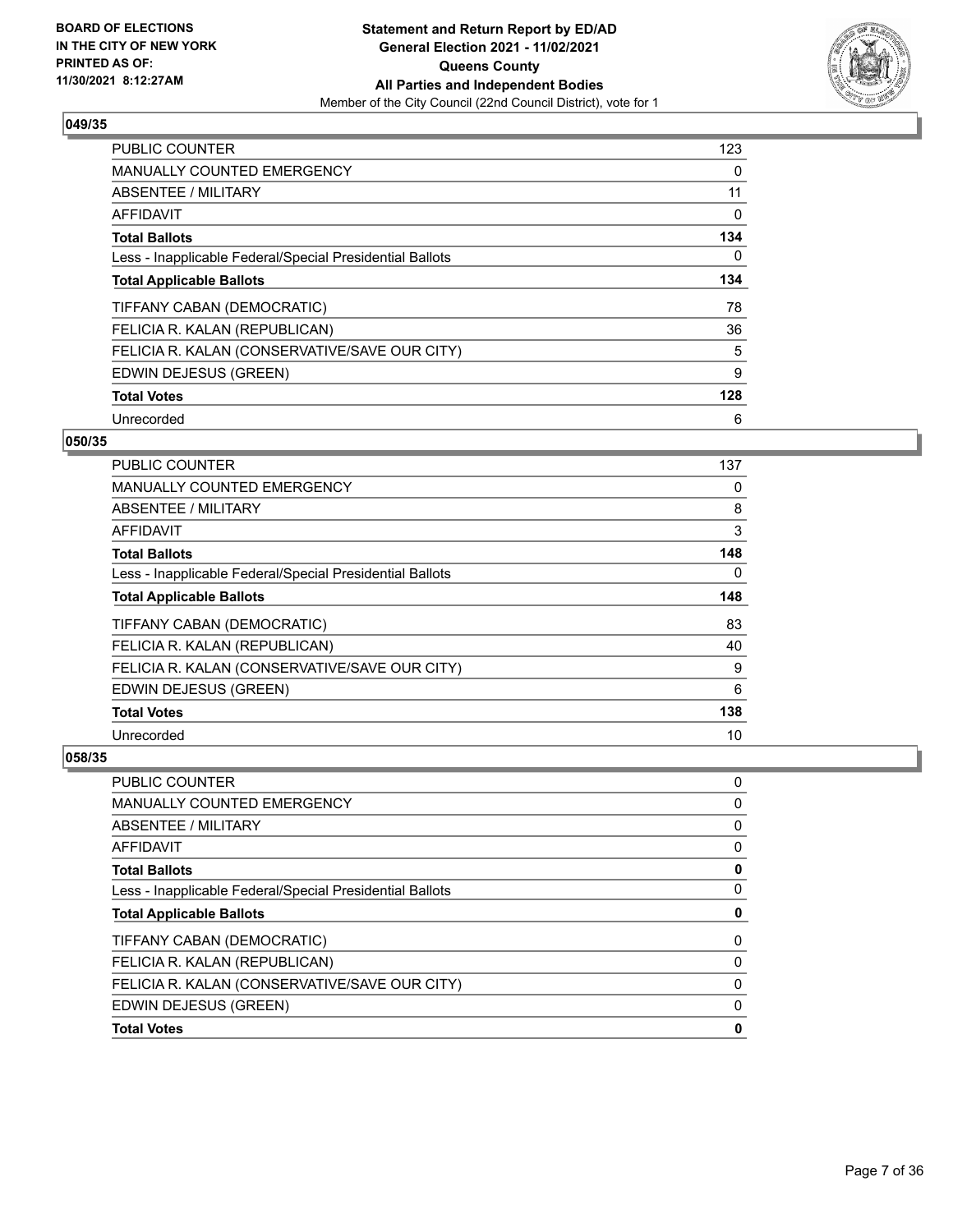**BOARD OF ELECTIONS IN THE CITY OF NEW YORK PRINTED AS OF: 11/30/2021 8:12:27AM**

**Statement and Return Report by ED/AD**
**General Election 2021 - 11/02/2021**
**Queens County**
**All Parties and Independent Bodies**
Member of the City Council (22nd Council District), vote for 1

### 049/35

| | |
|---|---|
| PUBLIC COUNTER | 123 |
| MANUALLY COUNTED EMERGENCY | 0 |
| ABSENTEE / MILITARY | 11 |
| AFFIDAVIT | 0 |
| **Total Ballots** | **134** |
| Less - Inapplicable Federal/Special Presidential Ballots | 0 |
| **Total Applicable Ballots** | **134** |
| TIFFANY CABAN (DEMOCRATIC) | 78 |
| FELICIA R. KALAN (REPUBLICAN) | 36 |
| FELICIA R. KALAN (CONSERVATIVE/SAVE OUR CITY) | 5 |
| EDWIN DEJESUS (GREEN) | 9 |
| **Total Votes** | **128** |
| Unrecorded | 6 |

### 050/35

| | |
|---|---|
| PUBLIC COUNTER | 137 |
| MANUALLY COUNTED EMERGENCY | 0 |
| ABSENTEE / MILITARY | 8 |
| AFFIDAVIT | 3 |
| **Total Ballots** | **148** |
| Less - Inapplicable Federal/Special Presidential Ballots | 0 |
| **Total Applicable Ballots** | **148** |
| TIFFANY CABAN (DEMOCRATIC) | 83 |
| FELICIA R. KALAN (REPUBLICAN) | 40 |
| FELICIA R. KALAN (CONSERVATIVE/SAVE OUR CITY) | 9 |
| EDWIN DEJESUS (GREEN) | 6 |
| **Total Votes** | **138** |
| Unrecorded | 10 |

### 058/35

| | |
|---|---|
| PUBLIC COUNTER | 0 |
| MANUALLY COUNTED EMERGENCY | 0 |
| ABSENTEE / MILITARY | 0 |
| AFFIDAVIT | 0 |
| **Total Ballots** | **0** |
| Less - Inapplicable Federal/Special Presidential Ballots | 0 |
| **Total Applicable Ballots** | **0** |
| TIFFANY CABAN (DEMOCRATIC) | 0 |
| FELICIA R. KALAN (REPUBLICAN) | 0 |
| FELICIA R. KALAN (CONSERVATIVE/SAVE OUR CITY) | 0 |
| EDWIN DEJESUS (GREEN) | 0 |
| **Total Votes** | **0** |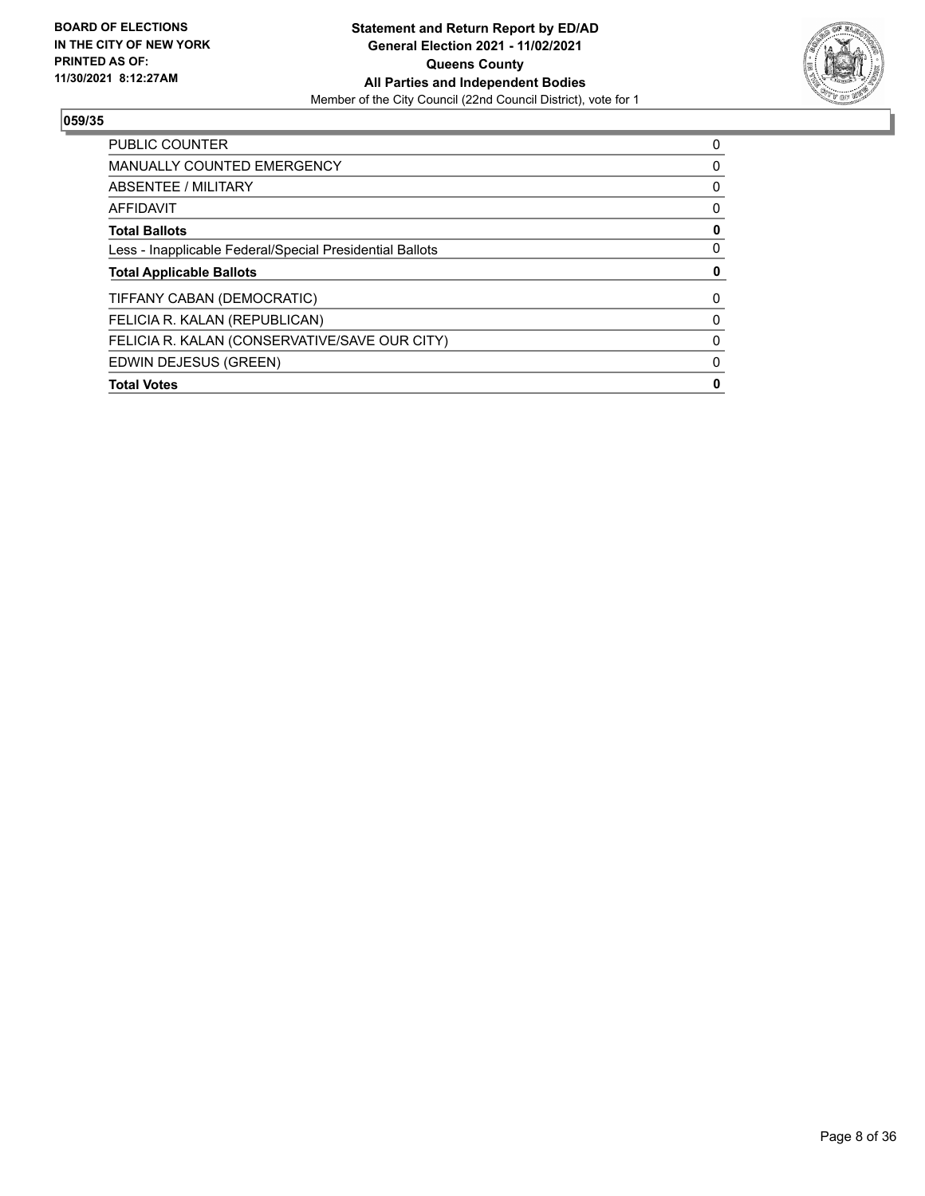**BOARD OF ELECTIONS IN THE CITY OF NEW YORK PRINTED AS OF: 11/30/2021 8:12:27AM**

**Statement and Return Report by ED/AD General Election 2021 - 11/02/2021 Queens County All Parties and Independent Bodies**
Member of the City Council (22nd Council District), vote for 1

## 059/35

| | |
|---|---|
| PUBLIC COUNTER | 0 |
| MANUALLY COUNTED EMERGENCY | 0 |
| ABSENTEE / MILITARY | 0 |
| AFFIDAVIT | 0 |
| **Total Ballots** | **0** |
| Less - Inapplicable Federal/Special Presidential Ballots | 0 |
| **Total Applicable Ballots** | **0** |
| TIFFANY CABAN (DEMOCRATIC) | 0 |
| FELICIA R. KALAN (REPUBLICAN) | 0 |
| FELICIA R. KALAN (CONSERVATIVE/SAVE OUR CITY) | 0 |
| EDWIN DEJESUS (GREEN) | 0 |
| **Total Votes** | **0** |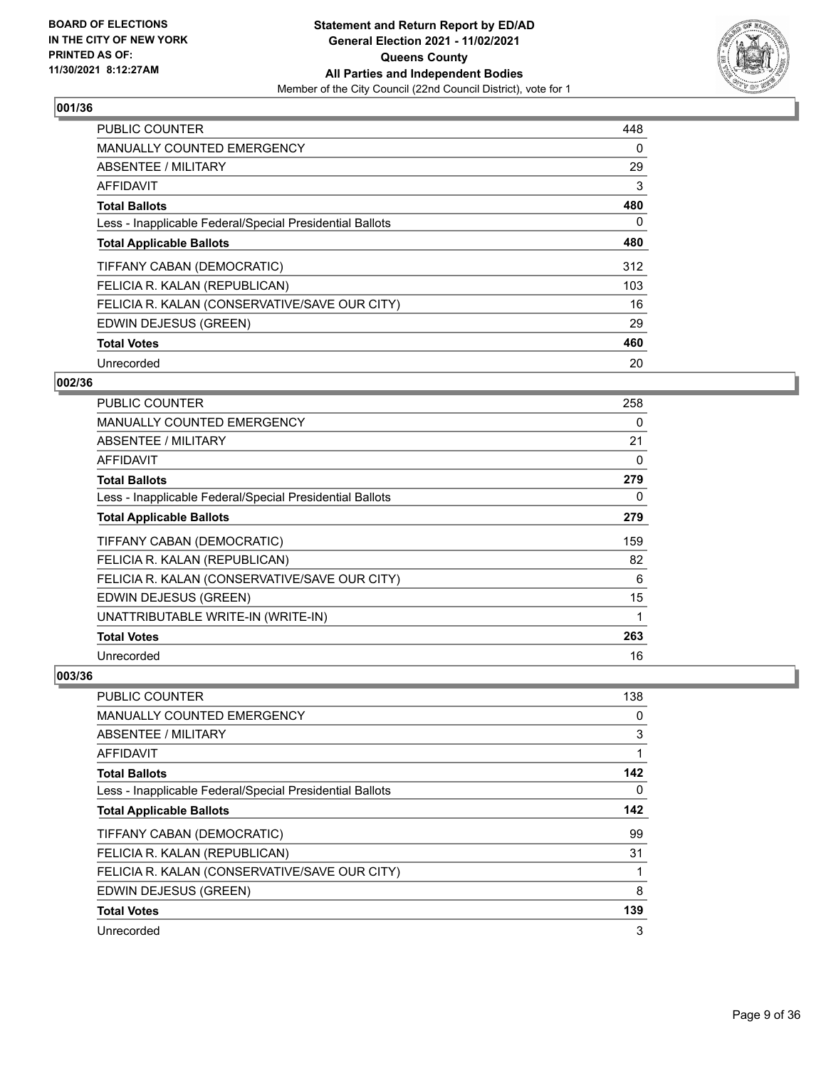**BOARD OF ELECTIONS IN THE CITY OF NEW YORK PRINTED AS OF: 11/30/2021 8:12:27AM**

**Statement and Return Report by ED/AD General Election 2021 - 11/02/2021 Queens County All Parties and Independent Bodies**
Member of the City Council (22nd Council District), vote for 1

## 001/36

| | |
|---|---|
| PUBLIC COUNTER | 448 |
| MANUALLY COUNTED EMERGENCY | 0 |
| ABSENTEE / MILITARY | 29 |
| AFFIDAVIT | 3 |
| **Total Ballots** | **480** |
| Less - Inapplicable Federal/Special Presidential Ballots | 0 |
| **Total Applicable Ballots** | **480** |
| TIFFANY CABAN (DEMOCRATIC) | 312 |
| FELICIA R. KALAN (REPUBLICAN) | 103 |
| FELICIA R. KALAN (CONSERVATIVE/SAVE OUR CITY) | 16 |
| EDWIN DEJESUS (GREEN) | 29 |
| **Total Votes** | **460** |
| Unrecorded | 20 |

## 002/36

| | |
|---|---|
| PUBLIC COUNTER | 258 |
| MANUALLY COUNTED EMERGENCY | 0 |
| ABSENTEE / MILITARY | 21 |
| AFFIDAVIT | 0 |
| **Total Ballots** | **279** |
| Less - Inapplicable Federal/Special Presidential Ballots | 0 |
| **Total Applicable Ballots** | **279** |
| TIFFANY CABAN (DEMOCRATIC) | 159 |
| FELICIA R. KALAN (REPUBLICAN) | 82 |
| FELICIA R. KALAN (CONSERVATIVE/SAVE OUR CITY) | 6 |
| EDWIN DEJESUS (GREEN) | 15 |
| UNATTRIBUTABLE WRITE-IN (WRITE-IN) | 1 |
| **Total Votes** | **263** |
| Unrecorded | 16 |

## 003/36

| | |
|---|---|
| PUBLIC COUNTER | 138 |
| MANUALLY COUNTED EMERGENCY | 0 |
| ABSENTEE / MILITARY | 3 |
| AFFIDAVIT | 1 |
| **Total Ballots** | **142** |
| Less - Inapplicable Federal/Special Presidential Ballots | 0 |
| **Total Applicable Ballots** | **142** |
| TIFFANY CABAN (DEMOCRATIC) | 99 |
| FELICIA R. KALAN (REPUBLICAN) | 31 |
| FELICIA R. KALAN (CONSERVATIVE/SAVE OUR CITY) | 1 |
| EDWIN DEJESUS (GREEN) | 8 |
| **Total Votes** | **139** |
| Unrecorded | 3 |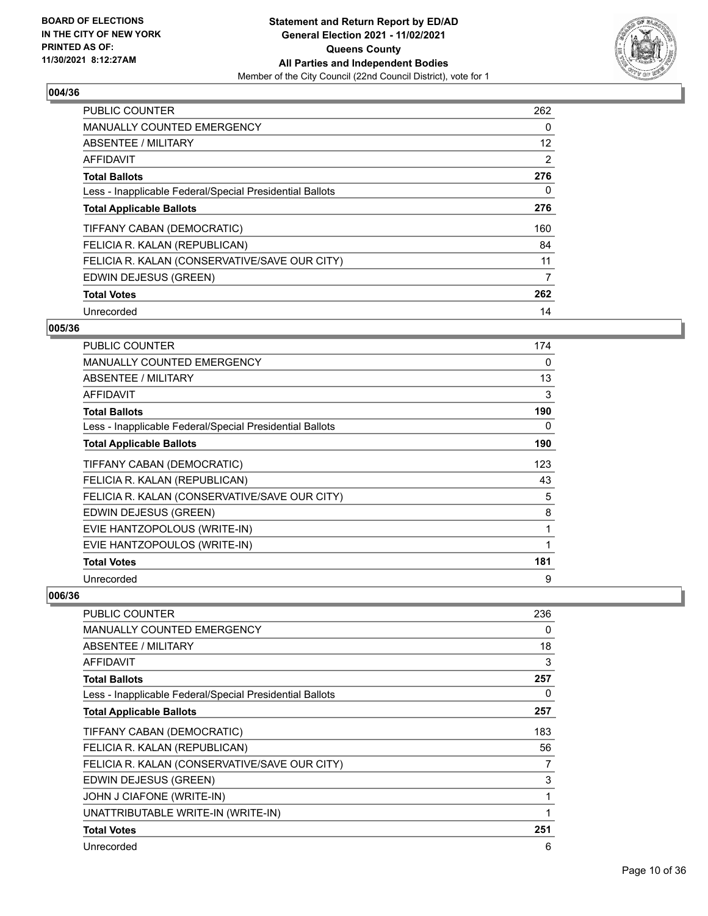**BOARD OF ELECTIONS IN THE CITY OF NEW YORK PRINTED AS OF: 11/30/2021 8:12:27AM**

**Statement and Return Report by ED/AD General Election 2021 - 11/02/2021 Queens County All Parties and Independent Bodies**

Member of the City Council (22nd Council District), vote for 1

## 004/36

| | |
|---|---|
| PUBLIC COUNTER | 262 |
| MANUALLY COUNTED EMERGENCY | 0 |
| ABSENTEE / MILITARY | 12 |
| AFFIDAVIT | 2 |
| **Total Ballots** | **276** |
| Less - Inapplicable Federal/Special Presidential Ballots | 0 |
| **Total Applicable Ballots** | **276** |
| TIFFANY CABAN (DEMOCRATIC) | 160 |
| FELICIA R. KALAN (REPUBLICAN) | 84 |
| FELICIA R. KALAN (CONSERVATIVE/SAVE OUR CITY) | 11 |
| EDWIN DEJESUS (GREEN) | 7 |
| **Total Votes** | **262** |
| Unrecorded | 14 |

## 005/36

| | |
|---|---|
| PUBLIC COUNTER | 174 |
| MANUALLY COUNTED EMERGENCY | 0 |
| ABSENTEE / MILITARY | 13 |
| AFFIDAVIT | 3 |
| **Total Ballots** | **190** |
| Less - Inapplicable Federal/Special Presidential Ballots | 0 |
| **Total Applicable Ballots** | **190** |
| TIFFANY CABAN (DEMOCRATIC) | 123 |
| FELICIA R. KALAN (REPUBLICAN) | 43 |
| FELICIA R. KALAN (CONSERVATIVE/SAVE OUR CITY) | 5 |
| EDWIN DEJESUS (GREEN) | 8 |
| EVIE HANTZOPOLOUS (WRITE-IN) | 1 |
| EVIE HANTZOPOULOS (WRITE-IN) | 1 |
| **Total Votes** | **181** |
| Unrecorded | 9 |

## 006/36

| | |
|---|---|
| PUBLIC COUNTER | 236 |
| MANUALLY COUNTED EMERGENCY | 0 |
| ABSENTEE / MILITARY | 18 |
| AFFIDAVIT | 3 |
| **Total Ballots** | **257** |
| Less - Inapplicable Federal/Special Presidential Ballots | 0 |
| **Total Applicable Ballots** | **257** |
| TIFFANY CABAN (DEMOCRATIC) | 183 |
| FELICIA R. KALAN (REPUBLICAN) | 56 |
| FELICIA R. KALAN (CONSERVATIVE/SAVE OUR CITY) | 7 |
| EDWIN DEJESUS (GREEN) | 3 |
| JOHN J CIAFONE (WRITE-IN) | 1 |
| UNATTRIBUTABLE WRITE-IN (WRITE-IN) | 1 |
| **Total Votes** | **251** |
| Unrecorded | 6 |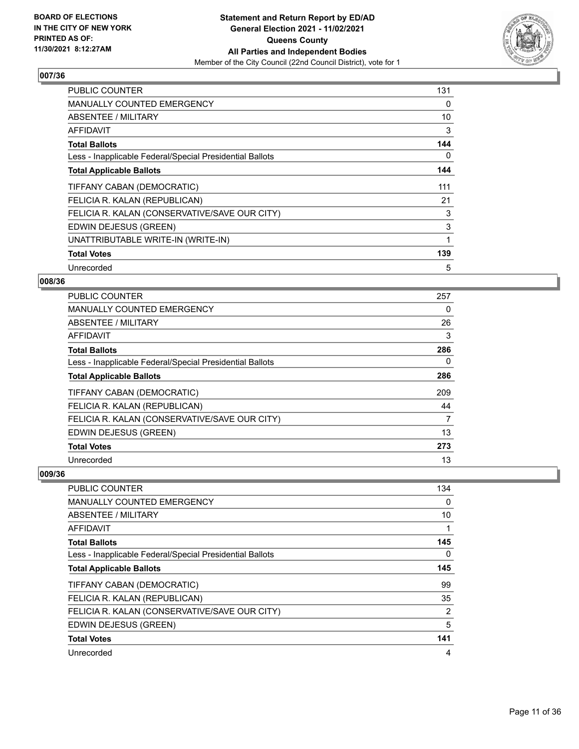## 007/36

| | |
|---|---|
| PUBLIC COUNTER | 131 |
| MANUALLY COUNTED EMERGENCY | 0 |
| ABSENTEE / MILITARY | 10 |
| AFFIDAVIT | 3 |
| **Total Ballots** | **144** |
| Less - Inapplicable Federal/Special Presidential Ballots | 0 |
| **Total Applicable Ballots** | **144** |
| TIFFANY CABAN (DEMOCRATIC) | 111 |
| FELICIA R. KALAN (REPUBLICAN) | 21 |
| FELICIA R. KALAN (CONSERVATIVE/SAVE OUR CITY) | 3 |
| EDWIN DEJESUS (GREEN) | 3 |
| UNATTRIBUTABLE WRITE-IN (WRITE-IN) | 1 |
| **Total Votes** | **139** |
| Unrecorded | 5 |

## 008/36

| | |
|---|---|
| PUBLIC COUNTER | 257 |
| MANUALLY COUNTED EMERGENCY | 0 |
| ABSENTEE / MILITARY | 26 |
| AFFIDAVIT | 3 |
| **Total Ballots** | **286** |
| Less - Inapplicable Federal/Special Presidential Ballots | 0 |
| **Total Applicable Ballots** | **286** |
| TIFFANY CABAN (DEMOCRATIC) | 209 |
| FELICIA R. KALAN (REPUBLICAN) | 44 |
| FELICIA R. KALAN (CONSERVATIVE/SAVE OUR CITY) | 7 |
| EDWIN DEJESUS (GREEN) | 13 |
| **Total Votes** | **273** |
| Unrecorded | 13 |

## 009/36

| | |
|---|---|
| PUBLIC COUNTER | 134 |
| MANUALLY COUNTED EMERGENCY | 0 |
| ABSENTEE / MILITARY | 10 |
| AFFIDAVIT | 1 |
| **Total Ballots** | **145** |
| Less - Inapplicable Federal/Special Presidential Ballots | 0 |
| **Total Applicable Ballots** | **145** |
| TIFFANY CABAN (DEMOCRATIC) | 99 |
| FELICIA R. KALAN (REPUBLICAN) | 35 |
| FELICIA R. KALAN (CONSERVATIVE/SAVE OUR CITY) | 2 |
| EDWIN DEJESUS (GREEN) | 5 |
| **Total Votes** | **141** |
| Unrecorded | 4 |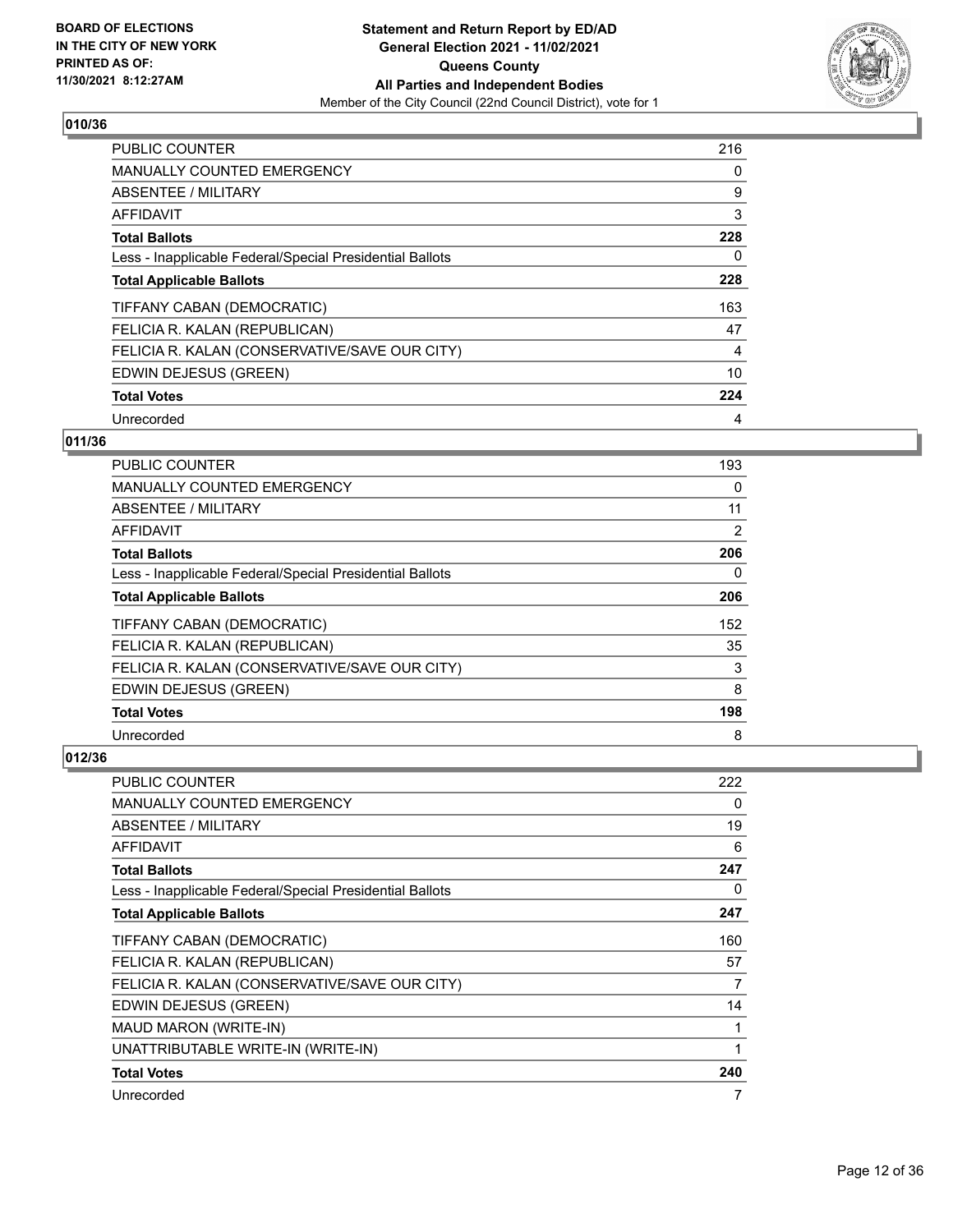## 010/36

| | |
|---|---|
| PUBLIC COUNTER | 216 |
| MANUALLY COUNTED EMERGENCY | 0 |
| ABSENTEE / MILITARY | 9 |
| AFFIDAVIT | 3 |
| **Total Ballots** | **228** |
| Less - Inapplicable Federal/Special Presidential Ballots | 0 |
| **Total Applicable Ballots** | **228** |
| TIFFANY CABAN (DEMOCRATIC) | 163 |
| FELICIA R. KALAN (REPUBLICAN) | 47 |
| FELICIA R. KALAN (CONSERVATIVE/SAVE OUR CITY) | 4 |
| EDWIN DEJESUS (GREEN) | 10 |
| **Total Votes** | **224** |
| Unrecorded | 4 |

## 011/36

| | |
|---|---|
| PUBLIC COUNTER | 193 |
| MANUALLY COUNTED EMERGENCY | 0 |
| ABSENTEE / MILITARY | 11 |
| AFFIDAVIT | 2 |
| **Total Ballots** | **206** |
| Less - Inapplicable Federal/Special Presidential Ballots | 0 |
| **Total Applicable Ballots** | **206** |
| TIFFANY CABAN (DEMOCRATIC) | 152 |
| FELICIA R. KALAN (REPUBLICAN) | 35 |
| FELICIA R. KALAN (CONSERVATIVE/SAVE OUR CITY) | 3 |
| EDWIN DEJESUS (GREEN) | 8 |
| **Total Votes** | **198** |
| Unrecorded | 8 |

## 012/36

| | |
|---|---|
| PUBLIC COUNTER | 222 |
| MANUALLY COUNTED EMERGENCY | 0 |
| ABSENTEE / MILITARY | 19 |
| AFFIDAVIT | 6 |
| **Total Ballots** | **247** |
| Less - Inapplicable Federal/Special Presidential Ballots | 0 |
| **Total Applicable Ballots** | **247** |
| TIFFANY CABAN (DEMOCRATIC) | 160 |
| FELICIA R. KALAN (REPUBLICAN) | 57 |
| FELICIA R. KALAN (CONSERVATIVE/SAVE OUR CITY) | 7 |
| EDWIN DEJESUS (GREEN) | 14 |
| MAUD MARON (WRITE-IN) | 1 |
| UNATTRIBUTABLE WRITE-IN (WRITE-IN) | 1 |
| **Total Votes** | **240** |
| Unrecorded | 7 |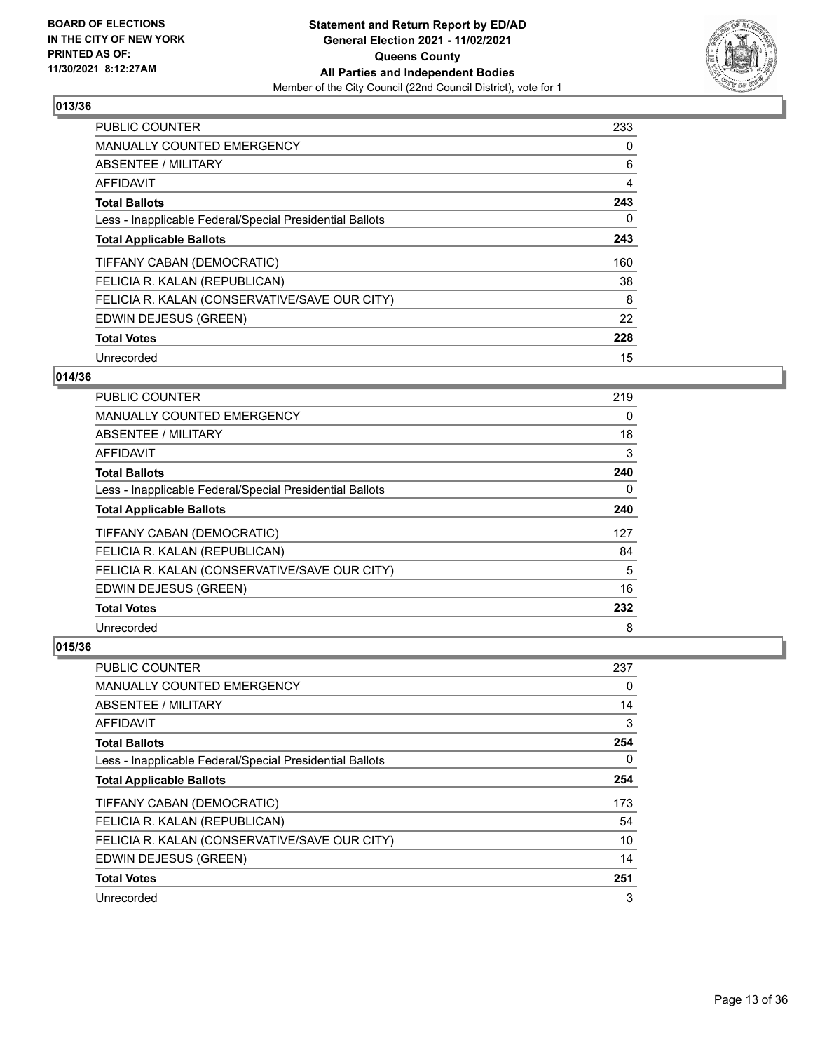**BOARD OF ELECTIONS IN THE CITY OF NEW YORK PRINTED AS OF: 11/30/2021 8:12:27AM**

**Statement and Return Report by ED/AD General Election 2021 - 11/02/2021 Queens County All Parties and Independent Bodies**

Member of the City Council (22nd Council District), vote for 1

## 013/36

| | |
|---|---|
| PUBLIC COUNTER | 233 |
| MANUALLY COUNTED EMERGENCY | 0 |
| ABSENTEE / MILITARY | 6 |
| AFFIDAVIT | 4 |
| **Total Ballots** | **243** |
| Less - Inapplicable Federal/Special Presidential Ballots | 0 |
| **Total Applicable Ballots** | **243** |
| TIFFANY CABAN (DEMOCRATIC) | 160 |
| FELICIA R. KALAN (REPUBLICAN) | 38 |
| FELICIA R. KALAN (CONSERVATIVE/SAVE OUR CITY) | 8 |
| EDWIN DEJESUS (GREEN) | 22 |
| **Total Votes** | **228** |
| Unrecorded | 15 |

## 014/36

| | |
|---|---|
| PUBLIC COUNTER | 219 |
| MANUALLY COUNTED EMERGENCY | 0 |
| ABSENTEE / MILITARY | 18 |
| AFFIDAVIT | 3 |
| **Total Ballots** | **240** |
| Less - Inapplicable Federal/Special Presidential Ballots | 0 |
| **Total Applicable Ballots** | **240** |
| TIFFANY CABAN (DEMOCRATIC) | 127 |
| FELICIA R. KALAN (REPUBLICAN) | 84 |
| FELICIA R. KALAN (CONSERVATIVE/SAVE OUR CITY) | 5 |
| EDWIN DEJESUS (GREEN) | 16 |
| **Total Votes** | **232** |
| Unrecorded | 8 |

## 015/36

| | |
|---|---|
| PUBLIC COUNTER | 237 |
| MANUALLY COUNTED EMERGENCY | 0 |
| ABSENTEE / MILITARY | 14 |
| AFFIDAVIT | 3 |
| **Total Ballots** | **254** |
| Less - Inapplicable Federal/Special Presidential Ballots | 0 |
| **Total Applicable Ballots** | **254** |
| TIFFANY CABAN (DEMOCRATIC) | 173 |
| FELICIA R. KALAN (REPUBLICAN) | 54 |
| FELICIA R. KALAN (CONSERVATIVE/SAVE OUR CITY) | 10 |
| EDWIN DEJESUS (GREEN) | 14 |
| **Total Votes** | **251** |
| Unrecorded | 3 |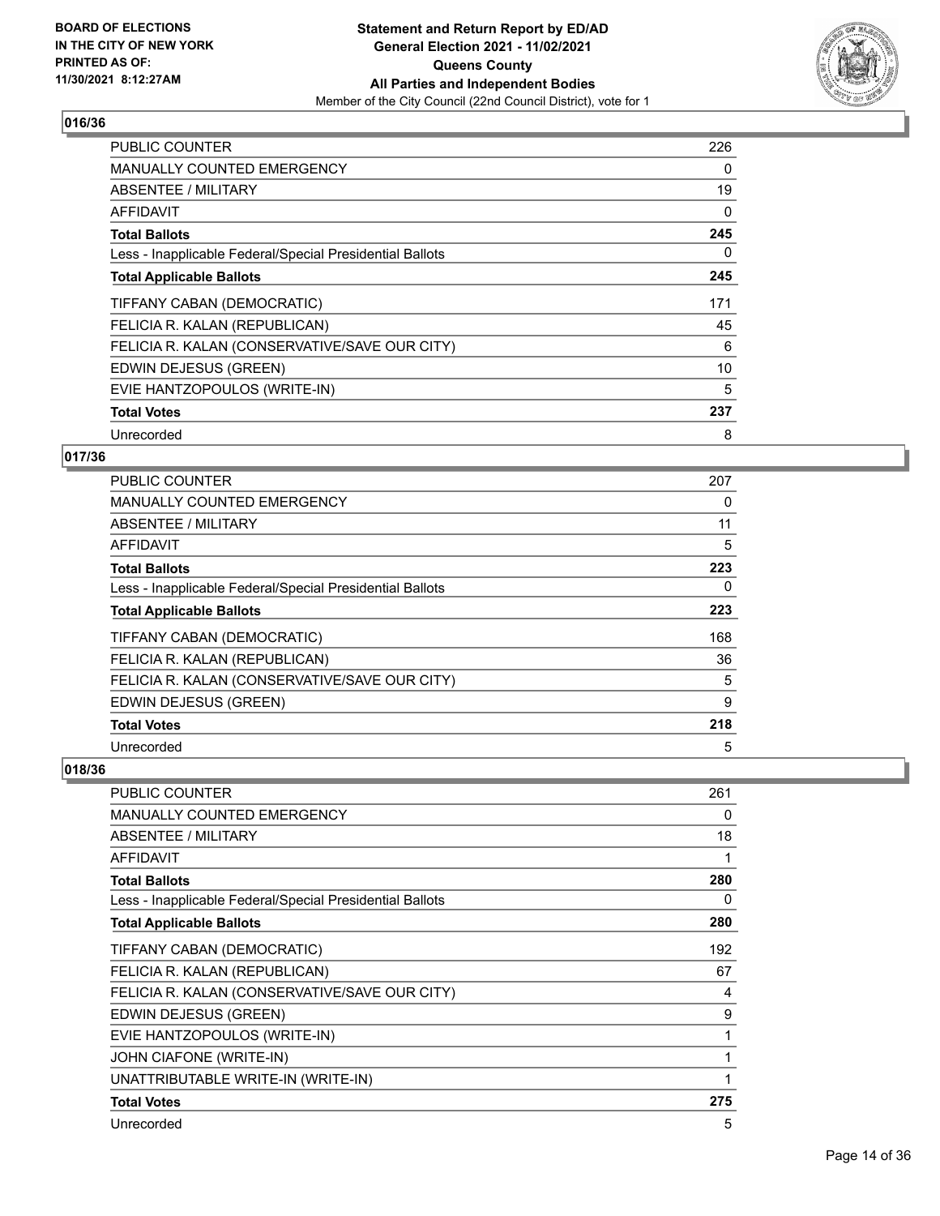BOARD OF ELECTIONS
IN THE CITY OF NEW YORK
PRINTED AS OF:
11/30/2021 8:12:27AM

**Statement and Return Report by ED/AD**
**General Election 2021 - 11/02/2021**
**Queens County**
**All Parties and Independent Bodies**
Member of the City Council (22nd Council District), vote for 1

## 016/36

| | |
|---|---|
| PUBLIC COUNTER | 226 |
| MANUALLY COUNTED EMERGENCY | 0 |
| ABSENTEE / MILITARY | 19 |
| AFFIDAVIT | 0 |
| **Total Ballots** | **245** |
| Less - Inapplicable Federal/Special Presidential Ballots | 0 |
| **Total Applicable Ballots** | **245** |
| TIFFANY CABAN (DEMOCRATIC) | 171 |
| FELICIA R. KALAN (REPUBLICAN) | 45 |
| FELICIA R. KALAN (CONSERVATIVE/SAVE OUR CITY) | 6 |
| EDWIN DEJESUS (GREEN) | 10 |
| EVIE HANTZOPOULOS (WRITE-IN) | 5 |
| **Total Votes** | **237** |
| Unrecorded | 8 |

## 017/36

| | |
|---|---|
| PUBLIC COUNTER | 207 |
| MANUALLY COUNTED EMERGENCY | 0 |
| ABSENTEE / MILITARY | 11 |
| AFFIDAVIT | 5 |
| **Total Ballots** | **223** |
| Less - Inapplicable Federal/Special Presidential Ballots | 0 |
| **Total Applicable Ballots** | **223** |
| TIFFANY CABAN (DEMOCRATIC) | 168 |
| FELICIA R. KALAN (REPUBLICAN) | 36 |
| FELICIA R. KALAN (CONSERVATIVE/SAVE OUR CITY) | 5 |
| EDWIN DEJESUS (GREEN) | 9 |
| **Total Votes** | **218** |
| Unrecorded | 5 |

## 018/36

| | |
|---|---|
| PUBLIC COUNTER | 261 |
| MANUALLY COUNTED EMERGENCY | 0 |
| ABSENTEE / MILITARY | 18 |
| AFFIDAVIT | 1 |
| **Total Ballots** | **280** |
| Less - Inapplicable Federal/Special Presidential Ballots | 0 |
| **Total Applicable Ballots** | **280** |
| TIFFANY CABAN (DEMOCRATIC) | 192 |
| FELICIA R. KALAN (REPUBLICAN) | 67 |
| FELICIA R. KALAN (CONSERVATIVE/SAVE OUR CITY) | 4 |
| EDWIN DEJESUS (GREEN) | 9 |
| EVIE HANTZOPOULOS (WRITE-IN) | 1 |
| JOHN CIAFONE (WRITE-IN) | 1 |
| UNATTRIBUTABLE WRITE-IN (WRITE-IN) | 1 |
| **Total Votes** | **275** |
| Unrecorded | 5 |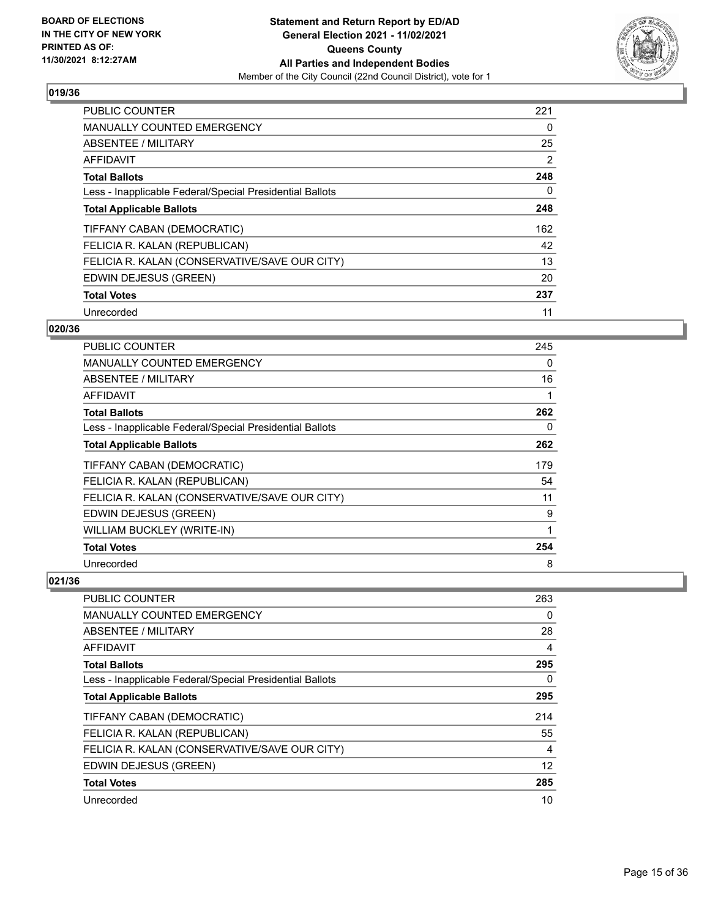**BOARD OF ELECTIONS IN THE CITY OF NEW YORK PRINTED AS OF: 11/30/2021 8:12:27AM**

**Statement and Return Report by ED/AD General Election 2021 - 11/02/2021 Queens County All Parties and Independent Bodies**

Member of the City Council (22nd Council District), vote for 1

## 019/36

| | |
|---|---|
| PUBLIC COUNTER | 221 |
| MANUALLY COUNTED EMERGENCY | 0 |
| ABSENTEE / MILITARY | 25 |
| AFFIDAVIT | 2 |
| **Total Ballots** | **248** |
| Less - Inapplicable Federal/Special Presidential Ballots | 0 |
| **Total Applicable Ballots** | **248** |
| TIFFANY CABAN (DEMOCRATIC) | 162 |
| FELICIA R. KALAN (REPUBLICAN) | 42 |
| FELICIA R. KALAN (CONSERVATIVE/SAVE OUR CITY) | 13 |
| EDWIN DEJESUS (GREEN) | 20 |
| **Total Votes** | **237** |
| Unrecorded | 11 |

## 020/36

| | |
|---|---|
| PUBLIC COUNTER | 245 |
| MANUALLY COUNTED EMERGENCY | 0 |
| ABSENTEE / MILITARY | 16 |
| AFFIDAVIT | 1 |
| **Total Ballots** | **262** |
| Less - Inapplicable Federal/Special Presidential Ballots | 0 |
| **Total Applicable Ballots** | **262** |
| TIFFANY CABAN (DEMOCRATIC) | 179 |
| FELICIA R. KALAN (REPUBLICAN) | 54 |
| FELICIA R. KALAN (CONSERVATIVE/SAVE OUR CITY) | 11 |
| EDWIN DEJESUS (GREEN) | 9 |
| WILLIAM BUCKLEY (WRITE-IN) | 1 |
| **Total Votes** | **254** |
| Unrecorded | 8 |

## 021/36

| | |
|---|---|
| PUBLIC COUNTER | 263 |
| MANUALLY COUNTED EMERGENCY | 0 |
| ABSENTEE / MILITARY | 28 |
| AFFIDAVIT | 4 |
| **Total Ballots** | **295** |
| Less - Inapplicable Federal/Special Presidential Ballots | 0 |
| **Total Applicable Ballots** | **295** |
| TIFFANY CABAN (DEMOCRATIC) | 214 |
| FELICIA R. KALAN (REPUBLICAN) | 55 |
| FELICIA R. KALAN (CONSERVATIVE/SAVE OUR CITY) | 4 |
| EDWIN DEJESUS (GREEN) | 12 |
| **Total Votes** | **285** |
| Unrecorded | 10 |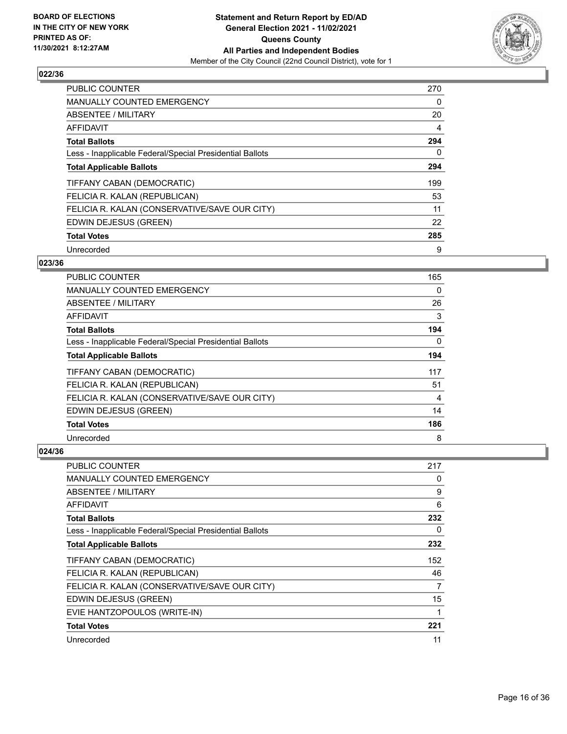**BOARD OF ELECTIONS IN THE CITY OF NEW YORK PRINTED AS OF: 11/30/2021 8:12:27AM**

**Statement and Return Report by ED/AD General Election 2021 - 11/02/2021 Queens County All Parties and Independent Bodies**
Member of the City Council (22nd Council District), vote for 1

### 022/36

| | |
|---|---|
| PUBLIC COUNTER | 270 |
| MANUALLY COUNTED EMERGENCY | 0 |
| ABSENTEE / MILITARY | 20 |
| AFFIDAVIT | 4 |
| **Total Ballots** | **294** |
| Less - Inapplicable Federal/Special Presidential Ballots | 0 |
| **Total Applicable Ballots** | **294** |
| TIFFANY CABAN (DEMOCRATIC) | 199 |
| FELICIA R. KALAN (REPUBLICAN) | 53 |
| FELICIA R. KALAN (CONSERVATIVE/SAVE OUR CITY) | 11 |
| EDWIN DEJESUS (GREEN) | 22 |
| **Total Votes** | **285** |
| Unrecorded | 9 |

### 023/36

| | |
|---|---|
| PUBLIC COUNTER | 165 |
| MANUALLY COUNTED EMERGENCY | 0 |
| ABSENTEE / MILITARY | 26 |
| AFFIDAVIT | 3 |
| **Total Ballots** | **194** |
| Less - Inapplicable Federal/Special Presidential Ballots | 0 |
| **Total Applicable Ballots** | **194** |
| TIFFANY CABAN (DEMOCRATIC) | 117 |
| FELICIA R. KALAN (REPUBLICAN) | 51 |
| FELICIA R. KALAN (CONSERVATIVE/SAVE OUR CITY) | 4 |
| EDWIN DEJESUS (GREEN) | 14 |
| **Total Votes** | **186** |
| Unrecorded | 8 |

### 024/36

| | |
|---|---|
| PUBLIC COUNTER | 217 |
| MANUALLY COUNTED EMERGENCY | 0 |
| ABSENTEE / MILITARY | 9 |
| AFFIDAVIT | 6 |
| **Total Ballots** | **232** |
| Less - Inapplicable Federal/Special Presidential Ballots | 0 |
| **Total Applicable Ballots** | **232** |
| TIFFANY CABAN (DEMOCRATIC) | 152 |
| FELICIA R. KALAN (REPUBLICAN) | 46 |
| FELICIA R. KALAN (CONSERVATIVE/SAVE OUR CITY) | 7 |
| EDWIN DEJESUS (GREEN) | 15 |
| EVIE HANTZOPOULOS (WRITE-IN) | 1 |
| **Total Votes** | **221** |
| Unrecorded | 11 |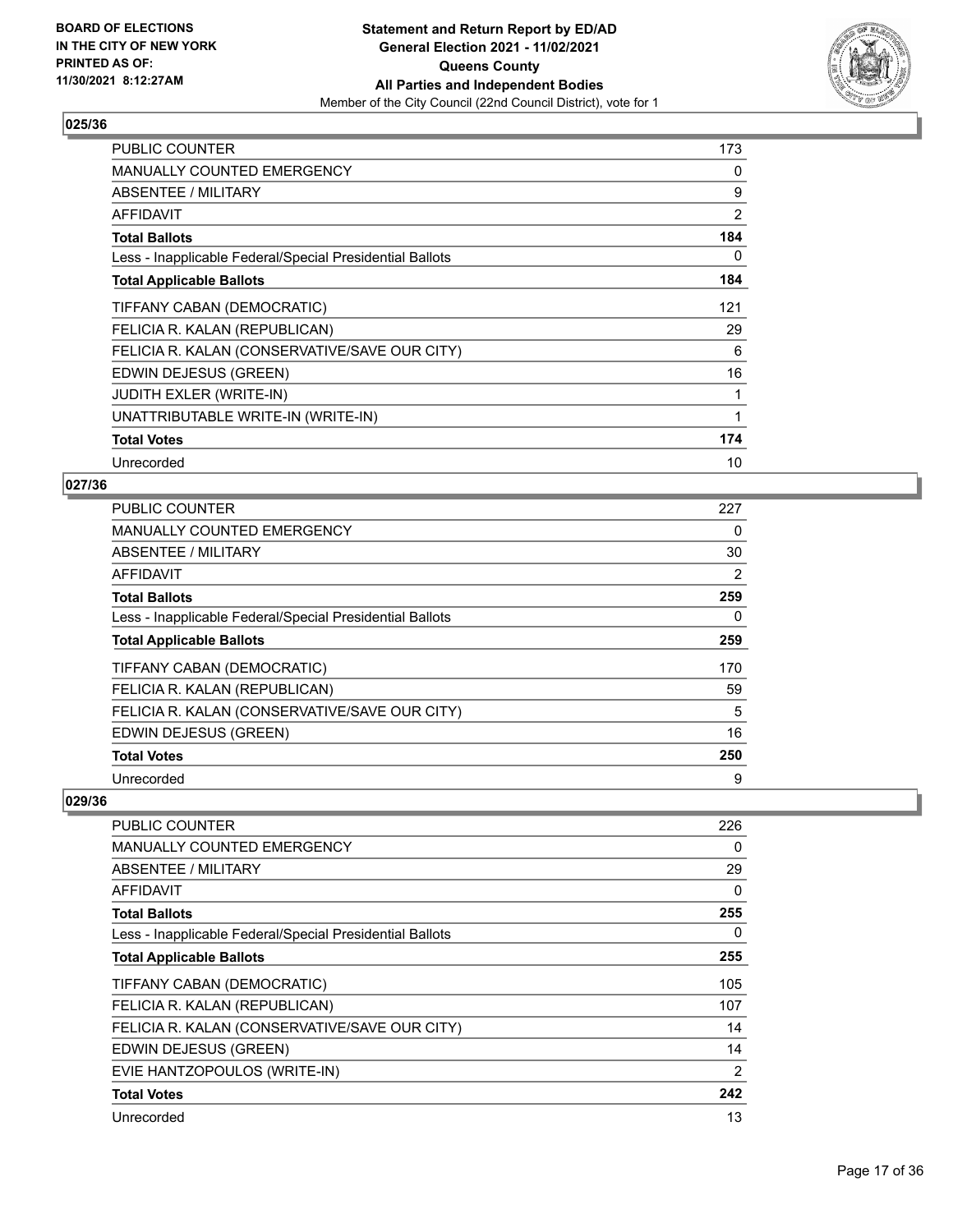**BOARD OF ELECTIONS IN THE CITY OF NEW YORK PRINTED AS OF: 11/30/2021 8:12:27AM**

**Statement and Return Report by ED/AD General Election 2021 - 11/02/2021 Queens County All Parties and Independent Bodies**

Member of the City Council (22nd Council District), vote for 1

### 025/36

| | |
|---|---|
| PUBLIC COUNTER | 173 |
| MANUALLY COUNTED EMERGENCY | 0 |
| ABSENTEE / MILITARY | 9 |
| AFFIDAVIT | 2 |
| **Total Ballots** | **184** |
| Less - Inapplicable Federal/Special Presidential Ballots | 0 |
| **Total Applicable Ballots** | **184** |
| TIFFANY CABAN (DEMOCRATIC) | 121 |
| FELICIA R. KALAN (REPUBLICAN) | 29 |
| FELICIA R. KALAN (CONSERVATIVE/SAVE OUR CITY) | 6 |
| EDWIN DEJESUS (GREEN) | 16 |
| JUDITH EXLER (WRITE-IN) | 1 |
| UNATTRIBUTABLE WRITE-IN (WRITE-IN) | 1 |
| **Total Votes** | **174** |
| Unrecorded | 10 |

### 027/36

| | |
|---|---|
| PUBLIC COUNTER | 227 |
| MANUALLY COUNTED EMERGENCY | 0 |
| ABSENTEE / MILITARY | 30 |
| AFFIDAVIT | 2 |
| **Total Ballots** | **259** |
| Less - Inapplicable Federal/Special Presidential Ballots | 0 |
| **Total Applicable Ballots** | **259** |
| TIFFANY CABAN (DEMOCRATIC) | 170 |
| FELICIA R. KALAN (REPUBLICAN) | 59 |
| FELICIA R. KALAN (CONSERVATIVE/SAVE OUR CITY) | 5 |
| EDWIN DEJESUS (GREEN) | 16 |
| **Total Votes** | **250** |
| Unrecorded | 9 |

### 029/36

| | |
|---|---|
| PUBLIC COUNTER | 226 |
| MANUALLY COUNTED EMERGENCY | 0 |
| ABSENTEE / MILITARY | 29 |
| AFFIDAVIT | 0 |
| **Total Ballots** | **255** |
| Less - Inapplicable Federal/Special Presidential Ballots | 0 |
| **Total Applicable Ballots** | **255** |
| TIFFANY CABAN (DEMOCRATIC) | 105 |
| FELICIA R. KALAN (REPUBLICAN) | 107 |
| FELICIA R. KALAN (CONSERVATIVE/SAVE OUR CITY) | 14 |
| EDWIN DEJESUS (GREEN) | 14 |
| EVIE HANTZOPOULOS (WRITE-IN) | 2 |
| **Total Votes** | **242** |
| Unrecorded | 13 |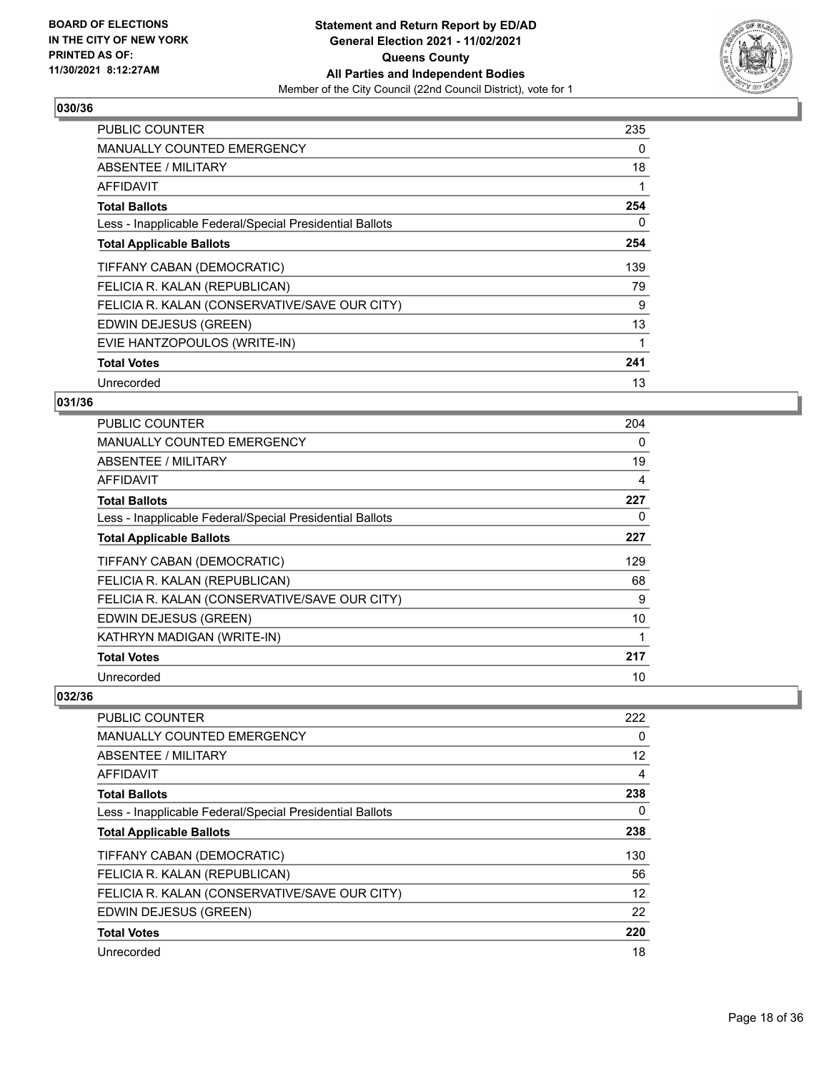**BOARD OF ELECTIONS IN THE CITY OF NEW YORK PRINTED AS OF: 11/30/2021 8:12:27AM**

**Statement and Return Report by ED/AD**
**General Election 2021 - 11/02/2021**
**Queens County**
**All Parties and Independent Bodies**
Member of the City Council (22nd Council District), vote for 1

### 030/36

| | |
|---|---|
| PUBLIC COUNTER | 235 |
| MANUALLY COUNTED EMERGENCY | 0 |
| ABSENTEE / MILITARY | 18 |
| AFFIDAVIT | 1 |
| **Total Ballots** | **254** |
| Less - Inapplicable Federal/Special Presidential Ballots | 0 |
| **Total Applicable Ballots** | **254** |
| TIFFANY CABAN (DEMOCRATIC) | 139 |
| FELICIA R. KALAN (REPUBLICAN) | 79 |
| FELICIA R. KALAN (CONSERVATIVE/SAVE OUR CITY) | 9 |
| EDWIN DEJESUS (GREEN) | 13 |
| EVIE HANTZOPOULOS (WRITE-IN) | 1 |
| **Total Votes** | **241** |
| Unrecorded | 13 |

### 031/36

| | |
|---|---|
| PUBLIC COUNTER | 204 |
| MANUALLY COUNTED EMERGENCY | 0 |
| ABSENTEE / MILITARY | 19 |
| AFFIDAVIT | 4 |
| **Total Ballots** | **227** |
| Less - Inapplicable Federal/Special Presidential Ballots | 0 |
| **Total Applicable Ballots** | **227** |
| TIFFANY CABAN (DEMOCRATIC) | 129 |
| FELICIA R. KALAN (REPUBLICAN) | 68 |
| FELICIA R. KALAN (CONSERVATIVE/SAVE OUR CITY) | 9 |
| EDWIN DEJESUS (GREEN) | 10 |
| KATHRYN MADIGAN (WRITE-IN) | 1 |
| **Total Votes** | **217** |
| Unrecorded | 10 |

### 032/36

| | |
|---|---|
| PUBLIC COUNTER | 222 |
| MANUALLY COUNTED EMERGENCY | 0 |
| ABSENTEE / MILITARY | 12 |
| AFFIDAVIT | 4 |
| **Total Ballots** | **238** |
| Less - Inapplicable Federal/Special Presidential Ballots | 0 |
| **Total Applicable Ballots** | **238** |
| TIFFANY CABAN (DEMOCRATIC) | 130 |
| FELICIA R. KALAN (REPUBLICAN) | 56 |
| FELICIA R. KALAN (CONSERVATIVE/SAVE OUR CITY) | 12 |
| EDWIN DEJESUS (GREEN) | 22 |
| **Total Votes** | **220** |
| Unrecorded | 18 |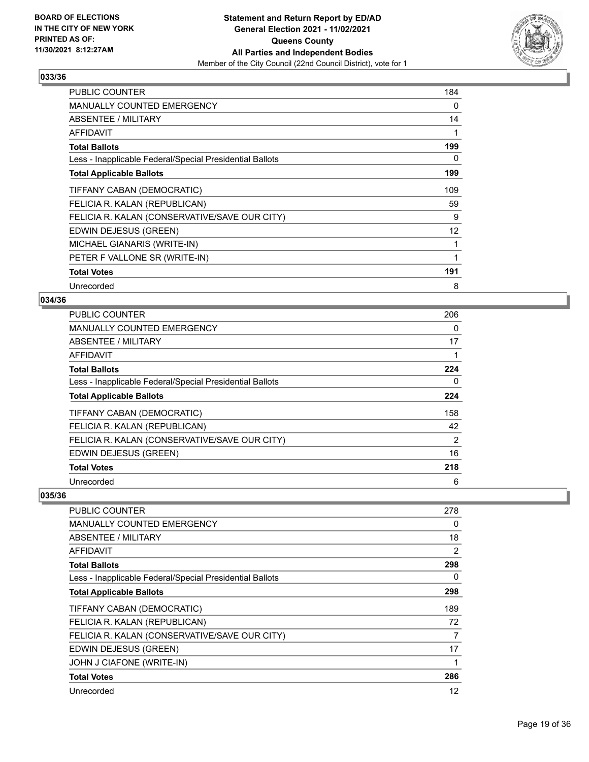BOARD OF ELECTIONS
IN THE CITY OF NEW YORK
PRINTED AS OF:
11/30/2021 8:12:27AM

**Statement and Return Report by ED/AD**
**General Election 2021 - 11/02/2021**
**Queens County**
**All Parties and Independent Bodies**
Member of the City Council (22nd Council District), vote for 1

### 033/36

| | |
|---|---|
| PUBLIC COUNTER | 184 |
| MANUALLY COUNTED EMERGENCY | 0 |
| ABSENTEE / MILITARY | 14 |
| AFFIDAVIT | 1 |
| **Total Ballots** | **199** |
| Less - Inapplicable Federal/Special Presidential Ballots | 0 |
| **Total Applicable Ballots** | **199** |
| TIFFANY CABAN (DEMOCRATIC) | 109 |
| FELICIA R. KALAN (REPUBLICAN) | 59 |
| FELICIA R. KALAN (CONSERVATIVE/SAVE OUR CITY) | 9 |
| EDWIN DEJESUS (GREEN) | 12 |
| MICHAEL GIANARIS (WRITE-IN) | 1 |
| PETER F VALLONE SR (WRITE-IN) | 1 |
| **Total Votes** | **191** |
| Unrecorded | 8 |

### 034/36

| | |
|---|---|
| PUBLIC COUNTER | 206 |
| MANUALLY COUNTED EMERGENCY | 0 |
| ABSENTEE / MILITARY | 17 |
| AFFIDAVIT | 1 |
| **Total Ballots** | **224** |
| Less - Inapplicable Federal/Special Presidential Ballots | 0 |
| **Total Applicable Ballots** | **224** |
| TIFFANY CABAN (DEMOCRATIC) | 158 |
| FELICIA R. KALAN (REPUBLICAN) | 42 |
| FELICIA R. KALAN (CONSERVATIVE/SAVE OUR CITY) | 2 |
| EDWIN DEJESUS (GREEN) | 16 |
| **Total Votes** | **218** |
| Unrecorded | 6 |

### 035/36

| | |
|---|---|
| PUBLIC COUNTER | 278 |
| MANUALLY COUNTED EMERGENCY | 0 |
| ABSENTEE / MILITARY | 18 |
| AFFIDAVIT | 2 |
| **Total Ballots** | **298** |
| Less - Inapplicable Federal/Special Presidential Ballots | 0 |
| **Total Applicable Ballots** | **298** |
| TIFFANY CABAN (DEMOCRATIC) | 189 |
| FELICIA R. KALAN (REPUBLICAN) | 72 |
| FELICIA R. KALAN (CONSERVATIVE/SAVE OUR CITY) | 7 |
| EDWIN DEJESUS (GREEN) | 17 |
| JOHN J CIAFONE (WRITE-IN) | 1 |
| **Total Votes** | **286** |
| Unrecorded | 12 |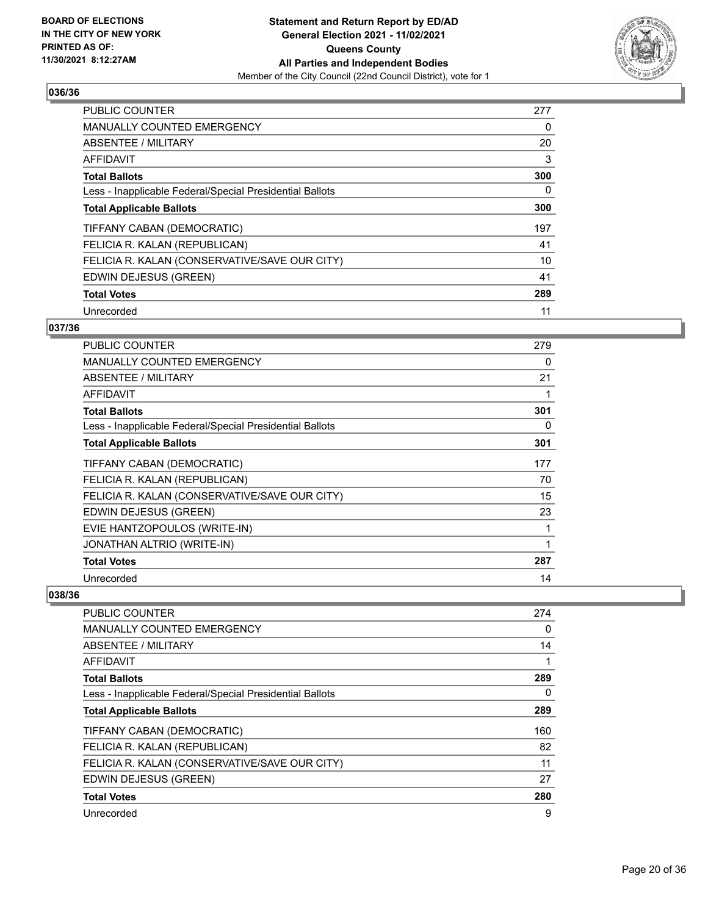## 036/36

| | |
|---|---|
| PUBLIC COUNTER | 277 |
| MANUALLY COUNTED EMERGENCY | 0 |
| ABSENTEE / MILITARY | 20 |
| AFFIDAVIT | 3 |
| **Total Ballots** | **300** |
| Less - Inapplicable Federal/Special Presidential Ballots | 0 |
| **Total Applicable Ballots** | **300** |
| TIFFANY CABAN (DEMOCRATIC) | 197 |
| FELICIA R. KALAN (REPUBLICAN) | 41 |
| FELICIA R. KALAN (CONSERVATIVE/SAVE OUR CITY) | 10 |
| EDWIN DEJESUS (GREEN) | 41 |
| **Total Votes** | **289** |
| Unrecorded | 11 |

## 037/36

| | |
|---|---|
| PUBLIC COUNTER | 279 |
| MANUALLY COUNTED EMERGENCY | 0 |
| ABSENTEE / MILITARY | 21 |
| AFFIDAVIT | 1 |
| **Total Ballots** | **301** |
| Less - Inapplicable Federal/Special Presidential Ballots | 0 |
| **Total Applicable Ballots** | **301** |
| TIFFANY CABAN (DEMOCRATIC) | 177 |
| FELICIA R. KALAN (REPUBLICAN) | 70 |
| FELICIA R. KALAN (CONSERVATIVE/SAVE OUR CITY) | 15 |
| EDWIN DEJESUS (GREEN) | 23 |
| EVIE HANTZOPOULOS (WRITE-IN) | 1 |
| JONATHAN ALTRIO (WRITE-IN) | 1 |
| **Total Votes** | **287** |
| Unrecorded | 14 |

## 038/36

| | |
|---|---|
| PUBLIC COUNTER | 274 |
| MANUALLY COUNTED EMERGENCY | 0 |
| ABSENTEE / MILITARY | 14 |
| AFFIDAVIT | 1 |
| **Total Ballots** | **289** |
| Less - Inapplicable Federal/Special Presidential Ballots | 0 |
| **Total Applicable Ballots** | **289** |
| TIFFANY CABAN (DEMOCRATIC) | 160 |
| FELICIA R. KALAN (REPUBLICAN) | 82 |
| FELICIA R. KALAN (CONSERVATIVE/SAVE OUR CITY) | 11 |
| EDWIN DEJESUS (GREEN) | 27 |
| **Total Votes** | **280** |
| Unrecorded | 9 |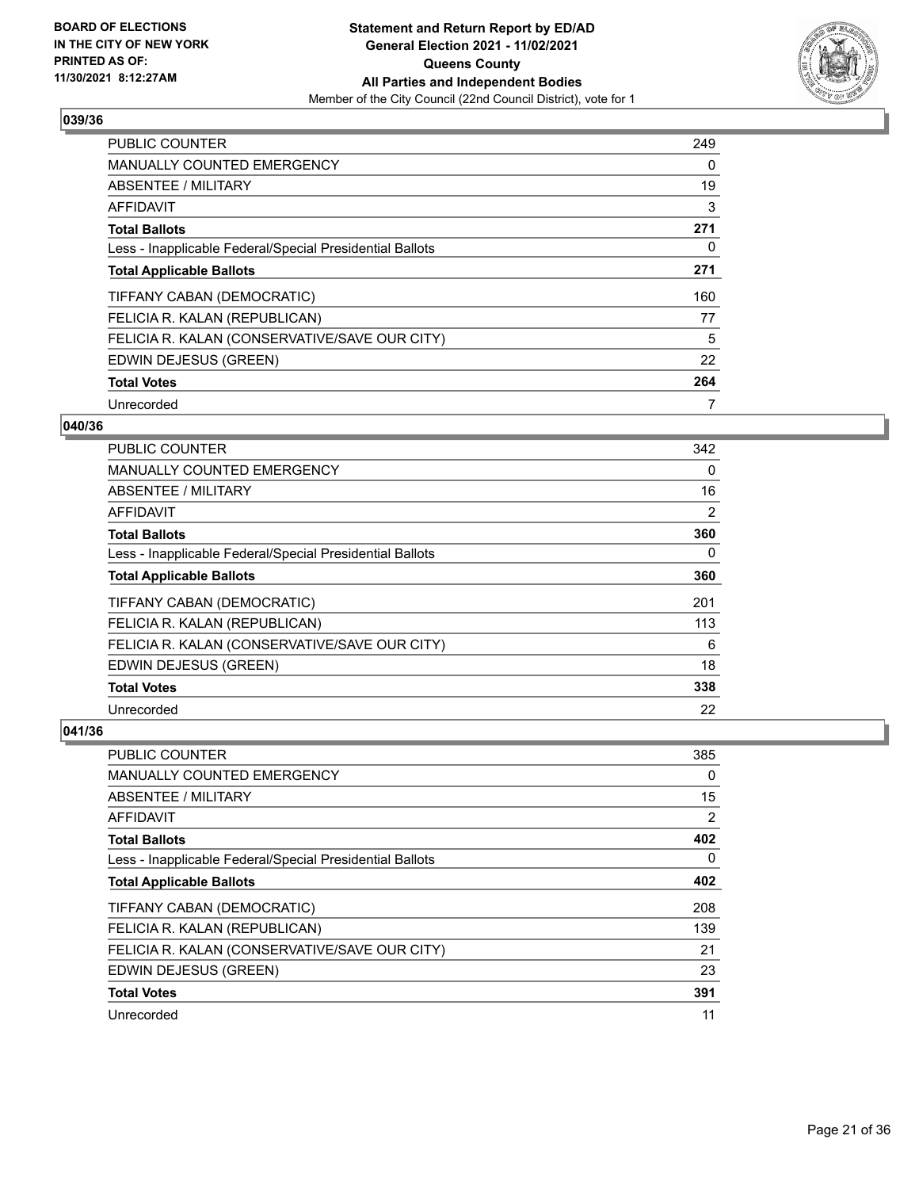## 039/36

| | |
|---|---|
| PUBLIC COUNTER | 249 |
| MANUALLY COUNTED EMERGENCY | 0 |
| ABSENTEE / MILITARY | 19 |
| AFFIDAVIT | 3 |
| **Total Ballots** | **271** |
| Less - Inapplicable Federal/Special Presidential Ballots | 0 |
| **Total Applicable Ballots** | **271** |
| TIFFANY CABAN (DEMOCRATIC) | 160 |
| FELICIA R. KALAN (REPUBLICAN) | 77 |
| FELICIA R. KALAN (CONSERVATIVE/SAVE OUR CITY) | 5 |
| EDWIN DEJESUS (GREEN) | 22 |
| **Total Votes** | **264** |
| Unrecorded | 7 |

## 040/36

| | |
|---|---|
| PUBLIC COUNTER | 342 |
| MANUALLY COUNTED EMERGENCY | 0 |
| ABSENTEE / MILITARY | 16 |
| AFFIDAVIT | 2 |
| **Total Ballots** | **360** |
| Less - Inapplicable Federal/Special Presidential Ballots | 0 |
| **Total Applicable Ballots** | **360** |
| TIFFANY CABAN (DEMOCRATIC) | 201 |
| FELICIA R. KALAN (REPUBLICAN) | 113 |
| FELICIA R. KALAN (CONSERVATIVE/SAVE OUR CITY) | 6 |
| EDWIN DEJESUS (GREEN) | 18 |
| **Total Votes** | **338** |
| Unrecorded | 22 |

## 041/36

| | |
|---|---|
| PUBLIC COUNTER | 385 |
| MANUALLY COUNTED EMERGENCY | 0 |
| ABSENTEE / MILITARY | 15 |
| AFFIDAVIT | 2 |
| **Total Ballots** | **402** |
| Less - Inapplicable Federal/Special Presidential Ballots | 0 |
| **Total Applicable Ballots** | **402** |
| TIFFANY CABAN (DEMOCRATIC) | 208 |
| FELICIA R. KALAN (REPUBLICAN) | 139 |
| FELICIA R. KALAN (CONSERVATIVE/SAVE OUR CITY) | 21 |
| EDWIN DEJESUS (GREEN) | 23 |
| **Total Votes** | **391** |
| Unrecorded | 11 |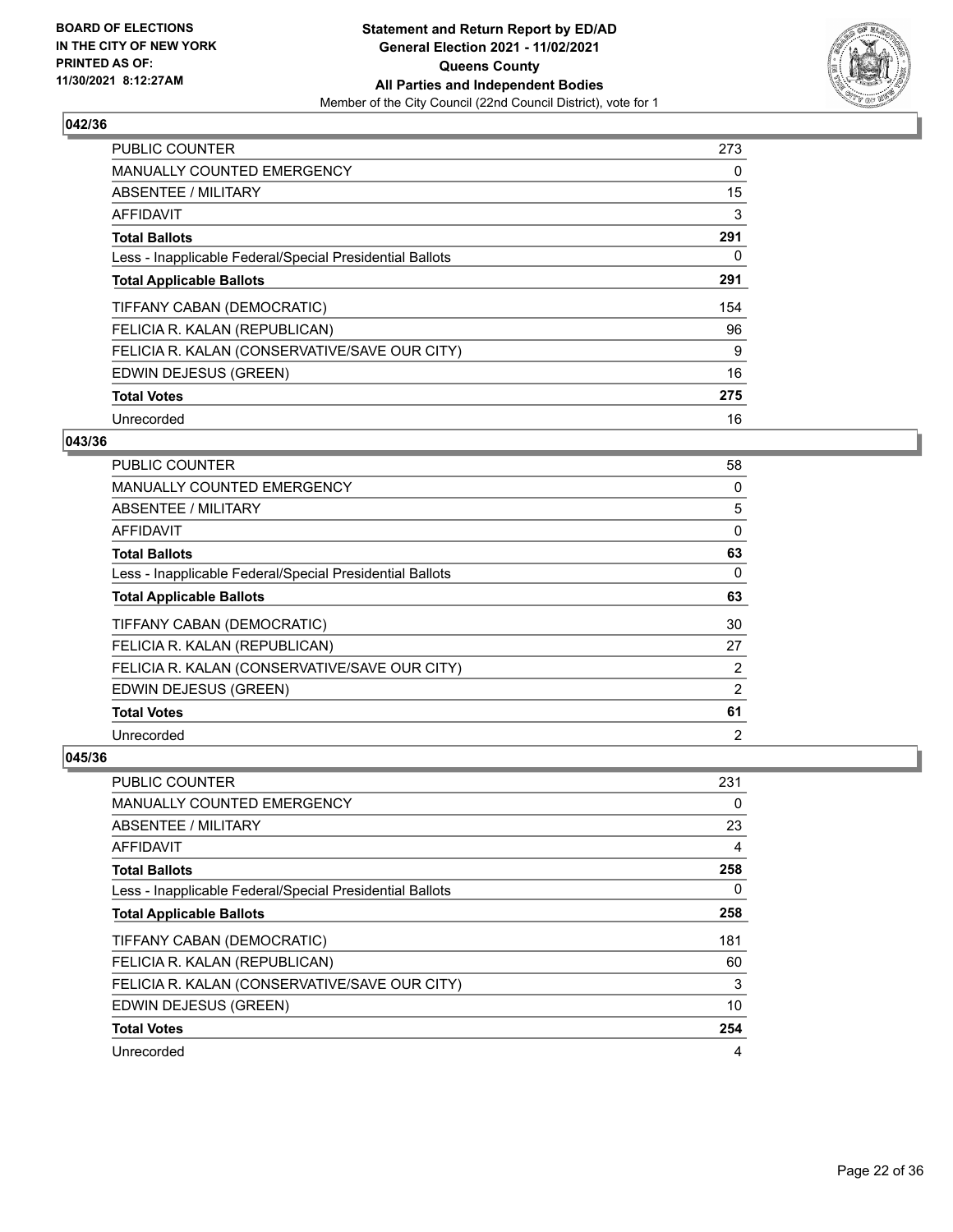## 042/36

| | |
|---|---|
| PUBLIC COUNTER | 273 |
| MANUALLY COUNTED EMERGENCY | 0 |
| ABSENTEE / MILITARY | 15 |
| AFFIDAVIT | 3 |
| **Total Ballots** | **291** |
| Less - Inapplicable Federal/Special Presidential Ballots | 0 |
| **Total Applicable Ballots** | **291** |
| TIFFANY CABAN (DEMOCRATIC) | 154 |
| FELICIA R. KALAN (REPUBLICAN) | 96 |
| FELICIA R. KALAN (CONSERVATIVE/SAVE OUR CITY) | 9 |
| EDWIN DEJESUS (GREEN) | 16 |
| **Total Votes** | **275** |
| Unrecorded | 16 |

## 043/36

| | |
|---|---|
| PUBLIC COUNTER | 58 |
| MANUALLY COUNTED EMERGENCY | 0 |
| ABSENTEE / MILITARY | 5 |
| AFFIDAVIT | 0 |
| **Total Ballots** | **63** |
| Less - Inapplicable Federal/Special Presidential Ballots | 0 |
| **Total Applicable Ballots** | **63** |
| TIFFANY CABAN (DEMOCRATIC) | 30 |
| FELICIA R. KALAN (REPUBLICAN) | 27 |
| FELICIA R. KALAN (CONSERVATIVE/SAVE OUR CITY) | 2 |
| EDWIN DEJESUS (GREEN) | 2 |
| **Total Votes** | **61** |
| Unrecorded | 2 |

## 045/36

| | |
|---|---|
| PUBLIC COUNTER | 231 |
| MANUALLY COUNTED EMERGENCY | 0 |
| ABSENTEE / MILITARY | 23 |
| AFFIDAVIT | 4 |
| **Total Ballots** | **258** |
| Less - Inapplicable Federal/Special Presidential Ballots | 0 |
| **Total Applicable Ballots** | **258** |
| TIFFANY CABAN (DEMOCRATIC) | 181 |
| FELICIA R. KALAN (REPUBLICAN) | 60 |
| FELICIA R. KALAN (CONSERVATIVE/SAVE OUR CITY) | 3 |
| EDWIN DEJESUS (GREEN) | 10 |
| **Total Votes** | **254** |
| Unrecorded | 4 |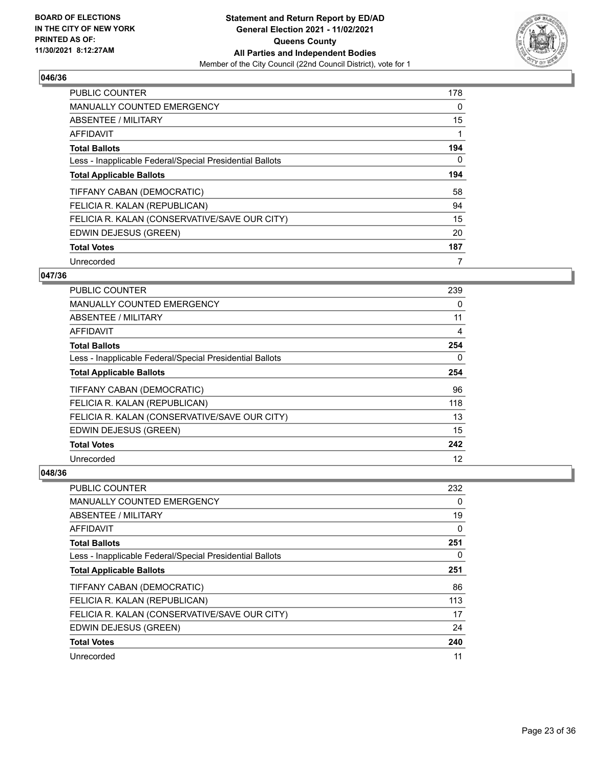## 046/36

| | |
|---|---|
| PUBLIC COUNTER | 178 |
| MANUALLY COUNTED EMERGENCY | 0 |
| ABSENTEE / MILITARY | 15 |
| AFFIDAVIT | 1 |
| **Total Ballots** | **194** |
| Less - Inapplicable Federal/Special Presidential Ballots | 0 |
| **Total Applicable Ballots** | **194** |
| TIFFANY CABAN (DEMOCRATIC) | 58 |
| FELICIA R. KALAN (REPUBLICAN) | 94 |
| FELICIA R. KALAN (CONSERVATIVE/SAVE OUR CITY) | 15 |
| EDWIN DEJESUS (GREEN) | 20 |
| **Total Votes** | **187** |
| Unrecorded | 7 |

## 047/36

| | |
|---|---|
| PUBLIC COUNTER | 239 |
| MANUALLY COUNTED EMERGENCY | 0 |
| ABSENTEE / MILITARY | 11 |
| AFFIDAVIT | 4 |
| **Total Ballots** | **254** |
| Less - Inapplicable Federal/Special Presidential Ballots | 0 |
| **Total Applicable Ballots** | **254** |
| TIFFANY CABAN (DEMOCRATIC) | 96 |
| FELICIA R. KALAN (REPUBLICAN) | 118 |
| FELICIA R. KALAN (CONSERVATIVE/SAVE OUR CITY) | 13 |
| EDWIN DEJESUS (GREEN) | 15 |
| **Total Votes** | **242** |
| Unrecorded | 12 |

## 048/36

| | |
|---|---|
| PUBLIC COUNTER | 232 |
| MANUALLY COUNTED EMERGENCY | 0 |
| ABSENTEE / MILITARY | 19 |
| AFFIDAVIT | 0 |
| **Total Ballots** | **251** |
| Less - Inapplicable Federal/Special Presidential Ballots | 0 |
| **Total Applicable Ballots** | **251** |
| TIFFANY CABAN (DEMOCRATIC) | 86 |
| FELICIA R. KALAN (REPUBLICAN) | 113 |
| FELICIA R. KALAN (CONSERVATIVE/SAVE OUR CITY) | 17 |
| EDWIN DEJESUS (GREEN) | 24 |
| **Total Votes** | **240** |
| Unrecorded | 11 |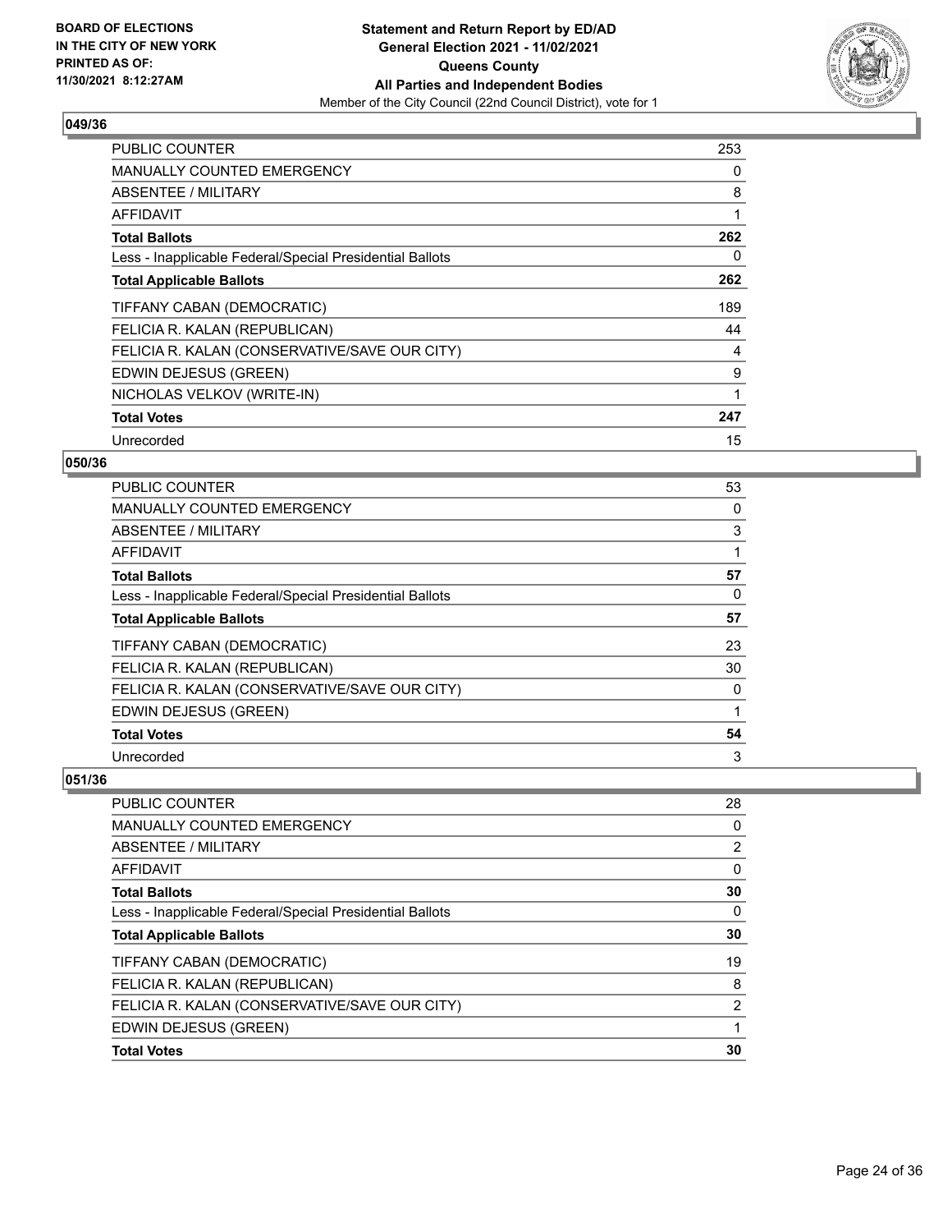**049/36**

| | |
|---|---|
| PUBLIC COUNTER | 253 |
| MANUALLY COUNTED EMERGENCY | 0 |
| ABSENTEE / MILITARY | 8 |
| AFFIDAVIT | 1 |
| **Total Ballots** | **262** |
| Less - Inapplicable Federal/Special Presidential Ballots | 0 |
| **Total Applicable Ballots** | **262** |
| TIFFANY CABAN (DEMOCRATIC) | 189 |
| FELICIA R. KALAN (REPUBLICAN) | 44 |
| FELICIA R. KALAN (CONSERVATIVE/SAVE OUR CITY) | 4 |
| EDWIN DEJESUS (GREEN) | 9 |
| NICHOLAS VELKOV (WRITE-IN) | 1 |
| **Total Votes** | **247** |
| Unrecorded | 15 |

**050/36**

| | |
|---|---|
| PUBLIC COUNTER | 53 |
| MANUALLY COUNTED EMERGENCY | 0 |
| ABSENTEE / MILITARY | 3 |
| AFFIDAVIT | 1 |
| **Total Ballots** | **57** |
| Less - Inapplicable Federal/Special Presidential Ballots | 0 |
| **Total Applicable Ballots** | **57** |
| TIFFANY CABAN (DEMOCRATIC) | 23 |
| FELICIA R. KALAN (REPUBLICAN) | 30 |
| FELICIA R. KALAN (CONSERVATIVE/SAVE OUR CITY) | 0 |
| EDWIN DEJESUS (GREEN) | 1 |
| **Total Votes** | **54** |
| Unrecorded | 3 |

**051/36**

| | |
|---|---|
| PUBLIC COUNTER | 28 |
| MANUALLY COUNTED EMERGENCY | 0 |
| ABSENTEE / MILITARY | 2 |
| AFFIDAVIT | 0 |
| **Total Ballots** | **30** |
| Less - Inapplicable Federal/Special Presidential Ballots | 0 |
| **Total Applicable Ballots** | **30** |
| TIFFANY CABAN (DEMOCRATIC) | 19 |
| FELICIA R. KALAN (REPUBLICAN) | 8 |
| FELICIA R. KALAN (CONSERVATIVE/SAVE OUR CITY) | 2 |
| EDWIN DEJESUS (GREEN) | 1 |
| **Total Votes** | **30** |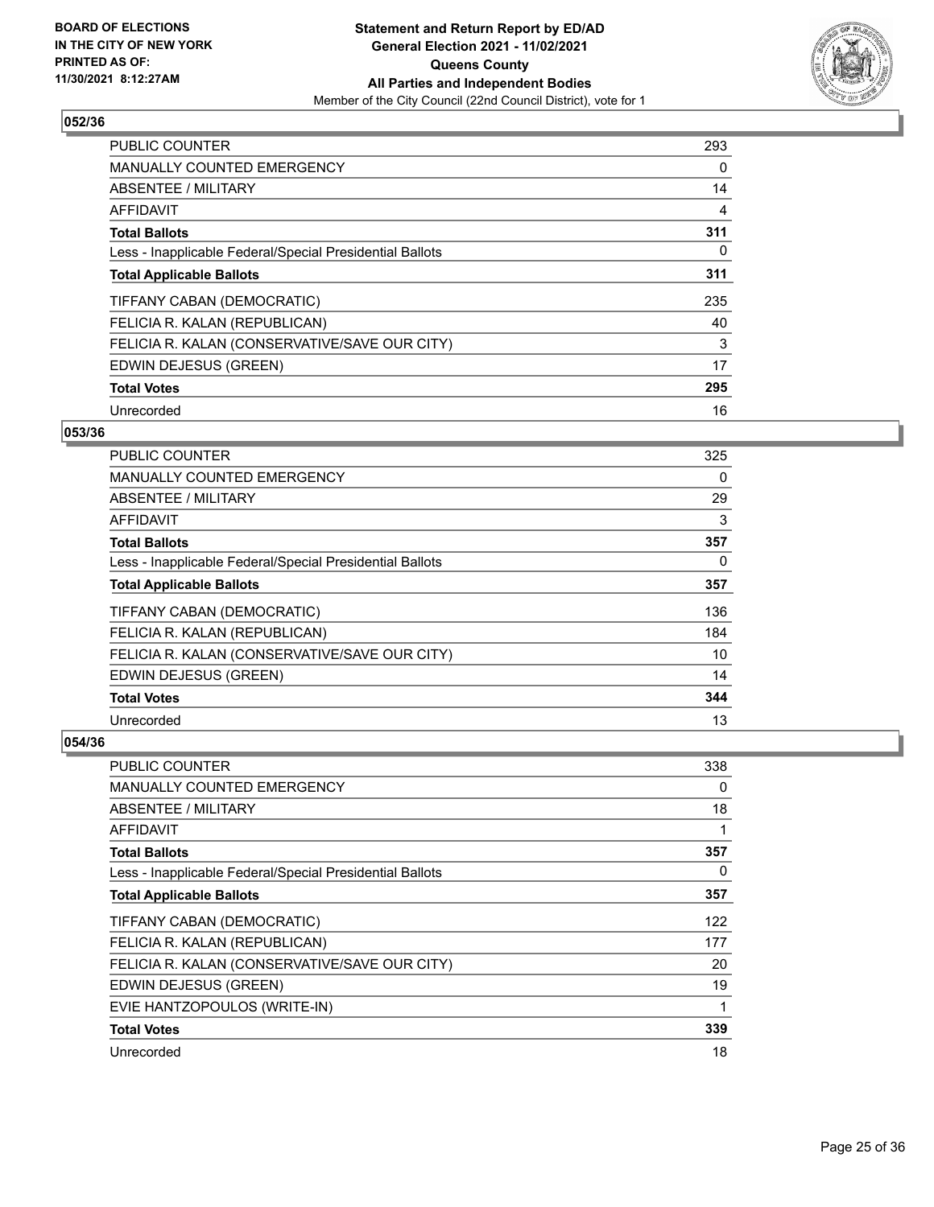**BOARD OF ELECTIONS IN THE CITY OF NEW YORK PRINTED AS OF: 11/30/2021 8:12:27AM**

**Statement and Return Report by ED/AD General Election 2021 - 11/02/2021 Queens County All Parties and Independent Bodies**
Member of the City Council (22nd Council District), vote for 1

### 052/36

| | |
|---|---|
| PUBLIC COUNTER | 293 |
| MANUALLY COUNTED EMERGENCY | 0 |
| ABSENTEE / MILITARY | 14 |
| AFFIDAVIT | 4 |
| **Total Ballots** | **311** |
| Less - Inapplicable Federal/Special Presidential Ballots | 0 |
| **Total Applicable Ballots** | **311** |
| TIFFANY CABAN (DEMOCRATIC) | 235 |
| FELICIA R. KALAN (REPUBLICAN) | 40 |
| FELICIA R. KALAN (CONSERVATIVE/SAVE OUR CITY) | 3 |
| EDWIN DEJESUS (GREEN) | 17 |
| **Total Votes** | **295** |
| Unrecorded | 16 |

### 053/36

| | |
|---|---|
| PUBLIC COUNTER | 325 |
| MANUALLY COUNTED EMERGENCY | 0 |
| ABSENTEE / MILITARY | 29 |
| AFFIDAVIT | 3 |
| **Total Ballots** | **357** |
| Less - Inapplicable Federal/Special Presidential Ballots | 0 |
| **Total Applicable Ballots** | **357** |
| TIFFANY CABAN (DEMOCRATIC) | 136 |
| FELICIA R. KALAN (REPUBLICAN) | 184 |
| FELICIA R. KALAN (CONSERVATIVE/SAVE OUR CITY) | 10 |
| EDWIN DEJESUS (GREEN) | 14 |
| **Total Votes** | **344** |
| Unrecorded | 13 |

### 054/36

| | |
|---|---|
| PUBLIC COUNTER | 338 |
| MANUALLY COUNTED EMERGENCY | 0 |
| ABSENTEE / MILITARY | 18 |
| AFFIDAVIT | 1 |
| **Total Ballots** | **357** |
| Less - Inapplicable Federal/Special Presidential Ballots | 0 |
| **Total Applicable Ballots** | **357** |
| TIFFANY CABAN (DEMOCRATIC) | 122 |
| FELICIA R. KALAN (REPUBLICAN) | 177 |
| FELICIA R. KALAN (CONSERVATIVE/SAVE OUR CITY) | 20 |
| EDWIN DEJESUS (GREEN) | 19 |
| EVIE HANTZOPOULOS (WRITE-IN) | 1 |
| **Total Votes** | **339** |
| Unrecorded | 18 |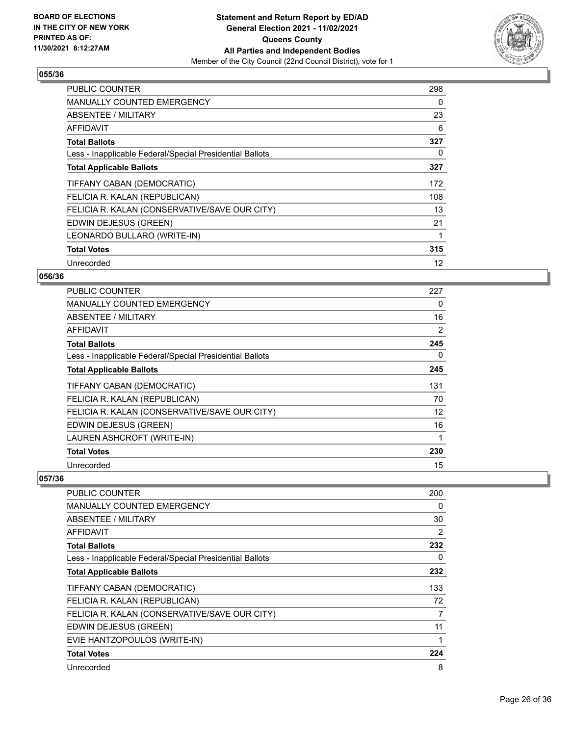**BOARD OF ELECTIONS IN THE CITY OF NEW YORK PRINTED AS OF: 11/30/2021 8:12:27AM**

**Statement and Return Report by ED/AD General Election 2021 - 11/02/2021 Queens County All Parties and Independent Bodies**

Member of the City Council (22nd Council District), vote for 1

## 055/36

| | |
|---|---|
| PUBLIC COUNTER | 298 |
| MANUALLY COUNTED EMERGENCY | 0 |
| ABSENTEE / MILITARY | 23 |
| AFFIDAVIT | 6 |
| **Total Ballots** | **327** |
| Less - Inapplicable Federal/Special Presidential Ballots | 0 |
| **Total Applicable Ballots** | **327** |
| TIFFANY CABAN (DEMOCRATIC) | 172 |
| FELICIA R. KALAN (REPUBLICAN) | 108 |
| FELICIA R. KALAN (CONSERVATIVE/SAVE OUR CITY) | 13 |
| EDWIN DEJESUS (GREEN) | 21 |
| LEONARDO BULLARO (WRITE-IN) | 1 |
| **Total Votes** | **315** |
| Unrecorded | 12 |

## 056/36

| | |
|---|---|
| PUBLIC COUNTER | 227 |
| MANUALLY COUNTED EMERGENCY | 0 |
| ABSENTEE / MILITARY | 16 |
| AFFIDAVIT | 2 |
| **Total Ballots** | **245** |
| Less - Inapplicable Federal/Special Presidential Ballots | 0 |
| **Total Applicable Ballots** | **245** |
| TIFFANY CABAN (DEMOCRATIC) | 131 |
| FELICIA R. KALAN (REPUBLICAN) | 70 |
| FELICIA R. KALAN (CONSERVATIVE/SAVE OUR CITY) | 12 |
| EDWIN DEJESUS (GREEN) | 16 |
| LAUREN ASHCROFT (WRITE-IN) | 1 |
| **Total Votes** | **230** |
| Unrecorded | 15 |

## 057/36

| | |
|---|---|
| PUBLIC COUNTER | 200 |
| MANUALLY COUNTED EMERGENCY | 0 |
| ABSENTEE / MILITARY | 30 |
| AFFIDAVIT | 2 |
| **Total Ballots** | **232** |
| Less - Inapplicable Federal/Special Presidential Ballots | 0 |
| **Total Applicable Ballots** | **232** |
| TIFFANY CABAN (DEMOCRATIC) | 133 |
| FELICIA R. KALAN (REPUBLICAN) | 72 |
| FELICIA R. KALAN (CONSERVATIVE/SAVE OUR CITY) | 7 |
| EDWIN DEJESUS (GREEN) | 11 |
| EVIE HANTZOPOULOS (WRITE-IN) | 1 |
| **Total Votes** | **224** |
| Unrecorded | 8 |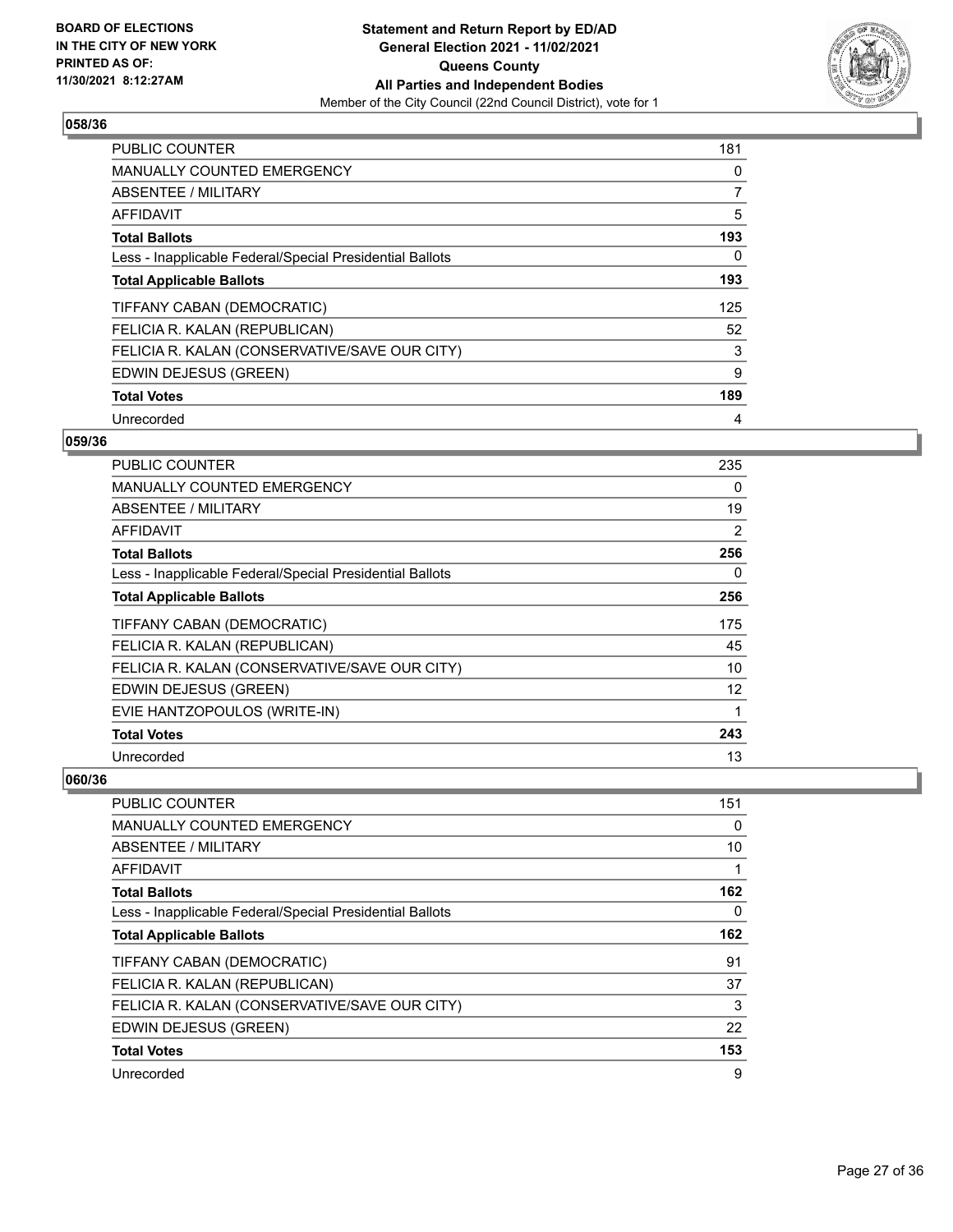## 058/36

| | |
|---|---|
| PUBLIC COUNTER | 181 |
| MANUALLY COUNTED EMERGENCY | 0 |
| ABSENTEE / MILITARY | 7 |
| AFFIDAVIT | 5 |
| **Total Ballots** | **193** |
| Less - Inapplicable Federal/Special Presidential Ballots | 0 |
| **Total Applicable Ballots** | **193** |
| TIFFANY CABAN (DEMOCRATIC) | 125 |
| FELICIA R. KALAN (REPUBLICAN) | 52 |
| FELICIA R. KALAN (CONSERVATIVE/SAVE OUR CITY) | 3 |
| EDWIN DEJESUS (GREEN) | 9 |
| **Total Votes** | **189** |
| Unrecorded | 4 |

## 059/36

| | |
|---|---|
| PUBLIC COUNTER | 235 |
| MANUALLY COUNTED EMERGENCY | 0 |
| ABSENTEE / MILITARY | 19 |
| AFFIDAVIT | 2 |
| **Total Ballots** | **256** |
| Less - Inapplicable Federal/Special Presidential Ballots | 0 |
| **Total Applicable Ballots** | **256** |
| TIFFANY CABAN (DEMOCRATIC) | 175 |
| FELICIA R. KALAN (REPUBLICAN) | 45 |
| FELICIA R. KALAN (CONSERVATIVE/SAVE OUR CITY) | 10 |
| EDWIN DEJESUS (GREEN) | 12 |
| EVIE HANTZOPOULOS (WRITE-IN) | 1 |
| **Total Votes** | **243** |
| Unrecorded | 13 |

## 060/36

| | |
|---|---|
| PUBLIC COUNTER | 151 |
| MANUALLY COUNTED EMERGENCY | 0 |
| ABSENTEE / MILITARY | 10 |
| AFFIDAVIT | 1 |
| **Total Ballots** | **162** |
| Less - Inapplicable Federal/Special Presidential Ballots | 0 |
| **Total Applicable Ballots** | **162** |
| TIFFANY CABAN (DEMOCRATIC) | 91 |
| FELICIA R. KALAN (REPUBLICAN) | 37 |
| FELICIA R. KALAN (CONSERVATIVE/SAVE OUR CITY) | 3 |
| EDWIN DEJESUS (GREEN) | 22 |
| **Total Votes** | **153** |
| Unrecorded | 9 |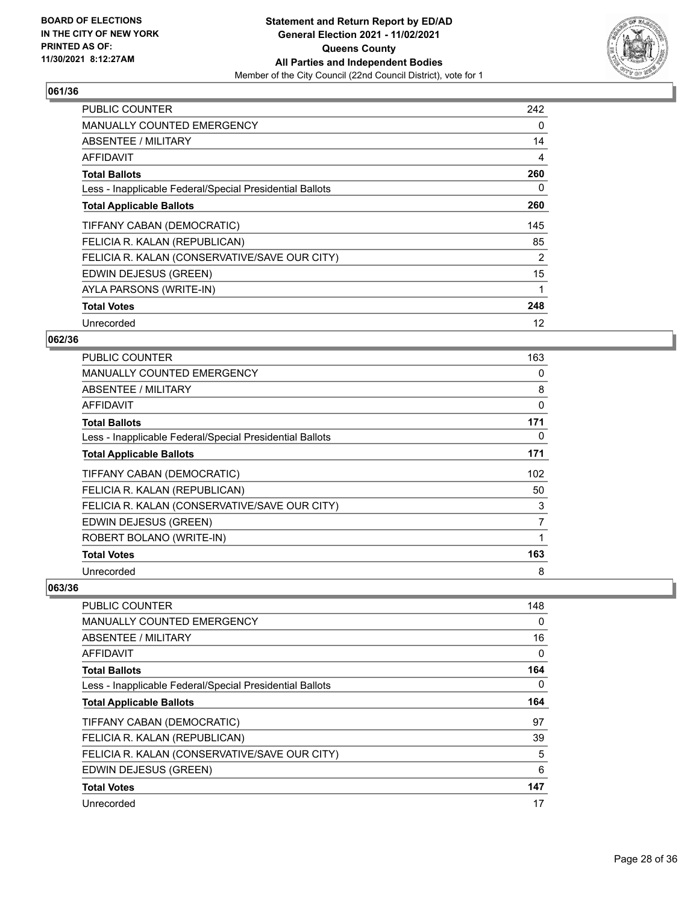**Statement and Return Report by ED/AD**
**General Election 2021 - 11/02/2021**
**Queens County**
**All Parties and Independent Bodies**
Member of the City Council (22nd Council District), vote for 1

BOARD OF ELECTIONS IN THE CITY OF NEW YORK PRINTED AS OF: 11/30/2021 8:12:27AM

## 061/36

| | |
|---|---|
| PUBLIC COUNTER | 242 |
| MANUALLY COUNTED EMERGENCY | 0 |
| ABSENTEE / MILITARY | 14 |
| AFFIDAVIT | 4 |
| **Total Ballots** | **260** |
| Less - Inapplicable Federal/Special Presidential Ballots | 0 |
| **Total Applicable Ballots** | **260** |
| TIFFANY CABAN (DEMOCRATIC) | 145 |
| FELICIA R. KALAN (REPUBLICAN) | 85 |
| FELICIA R. KALAN (CONSERVATIVE/SAVE OUR CITY) | 2 |
| EDWIN DEJESUS (GREEN) | 15 |
| AYLA PARSONS (WRITE-IN) | 1 |
| **Total Votes** | **248** |
| Unrecorded | 12 |

## 062/36

| | |
|---|---|
| PUBLIC COUNTER | 163 |
| MANUALLY COUNTED EMERGENCY | 0 |
| ABSENTEE / MILITARY | 8 |
| AFFIDAVIT | 0 |
| **Total Ballots** | **171** |
| Less - Inapplicable Federal/Special Presidential Ballots | 0 |
| **Total Applicable Ballots** | **171** |
| TIFFANY CABAN (DEMOCRATIC) | 102 |
| FELICIA R. KALAN (REPUBLICAN) | 50 |
| FELICIA R. KALAN (CONSERVATIVE/SAVE OUR CITY) | 3 |
| EDWIN DEJESUS (GREEN) | 7 |
| ROBERT BOLANO (WRITE-IN) | 1 |
| **Total Votes** | **163** |
| Unrecorded | 8 |

## 063/36

| | |
|---|---|
| PUBLIC COUNTER | 148 |
| MANUALLY COUNTED EMERGENCY | 0 |
| ABSENTEE / MILITARY | 16 |
| AFFIDAVIT | 0 |
| **Total Ballots** | **164** |
| Less - Inapplicable Federal/Special Presidential Ballots | 0 |
| **Total Applicable Ballots** | **164** |
| TIFFANY CABAN (DEMOCRATIC) | 97 |
| FELICIA R. KALAN (REPUBLICAN) | 39 |
| FELICIA R. KALAN (CONSERVATIVE/SAVE OUR CITY) | 5 |
| EDWIN DEJESUS (GREEN) | 6 |
| **Total Votes** | **147** |
| Unrecorded | 17 |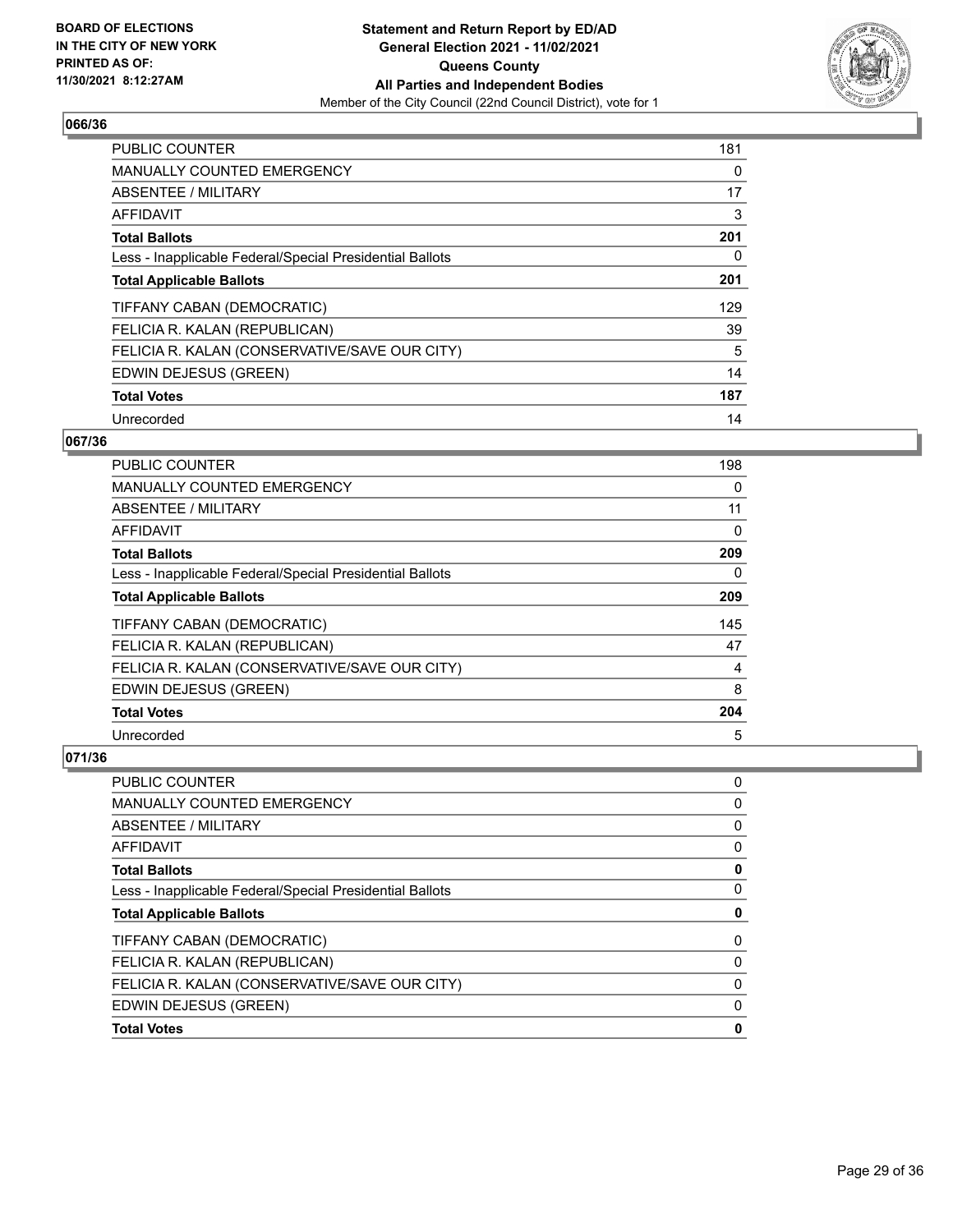**BOARD OF ELECTIONS IN THE CITY OF NEW YORK PRINTED AS OF: 11/30/2021 8:12:27AM**

**Statement and Return Report by ED/AD General Election 2021 - 11/02/2021 Queens County All Parties and Independent Bodies**
Member of the City Council (22nd Council District), vote for 1

## 066/36

| | |
|---|---|
| PUBLIC COUNTER | 181 |
| MANUALLY COUNTED EMERGENCY | 0 |
| ABSENTEE / MILITARY | 17 |
| AFFIDAVIT | 3 |
| **Total Ballots** | **201** |
| Less - Inapplicable Federal/Special Presidential Ballots | 0 |
| **Total Applicable Ballots** | **201** |
| TIFFANY CABAN (DEMOCRATIC) | 129 |
| FELICIA R. KALAN (REPUBLICAN) | 39 |
| FELICIA R. KALAN (CONSERVATIVE/SAVE OUR CITY) | 5 |
| EDWIN DEJESUS (GREEN) | 14 |
| **Total Votes** | **187** |
| Unrecorded | 14 |

## 067/36

| | |
|---|---|
| PUBLIC COUNTER | 198 |
| MANUALLY COUNTED EMERGENCY | 0 |
| ABSENTEE / MILITARY | 11 |
| AFFIDAVIT | 0 |
| **Total Ballots** | **209** |
| Less - Inapplicable Federal/Special Presidential Ballots | 0 |
| **Total Applicable Ballots** | **209** |
| TIFFANY CABAN (DEMOCRATIC) | 145 |
| FELICIA R. KALAN (REPUBLICAN) | 47 |
| FELICIA R. KALAN (CONSERVATIVE/SAVE OUR CITY) | 4 |
| EDWIN DEJESUS (GREEN) | 8 |
| **Total Votes** | **204** |
| Unrecorded | 5 |

## 071/36

| | |
|---|---|
| PUBLIC COUNTER | 0 |
| MANUALLY COUNTED EMERGENCY | 0 |
| ABSENTEE / MILITARY | 0 |
| AFFIDAVIT | 0 |
| **Total Ballots** | **0** |
| Less - Inapplicable Federal/Special Presidential Ballots | 0 |
| **Total Applicable Ballots** | **0** |
| TIFFANY CABAN (DEMOCRATIC) | 0 |
| FELICIA R. KALAN (REPUBLICAN) | 0 |
| FELICIA R. KALAN (CONSERVATIVE/SAVE OUR CITY) | 0 |
| EDWIN DEJESUS (GREEN) | 0 |
| **Total Votes** | **0** |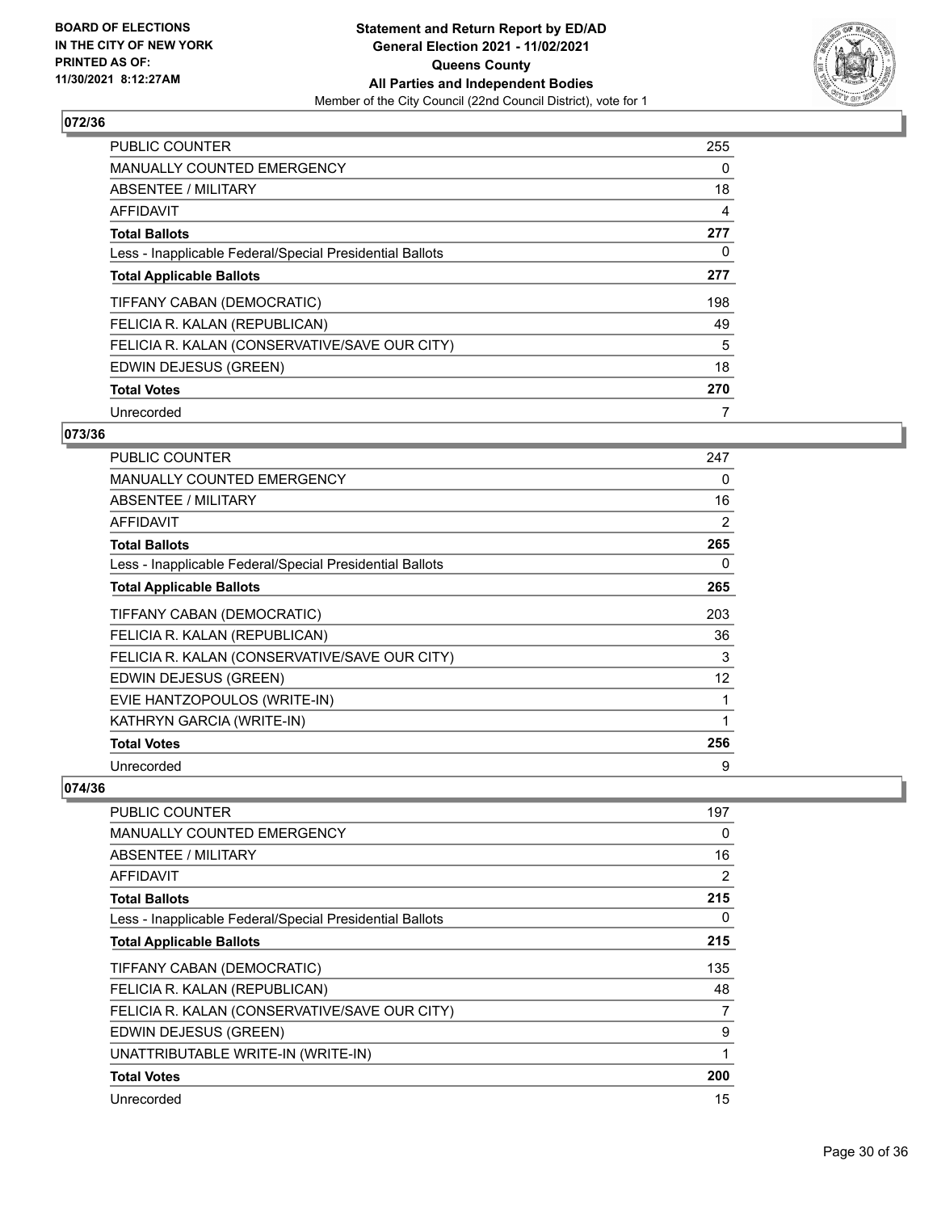**BOARD OF ELECTIONS IN THE CITY OF NEW YORK PRINTED AS OF: 11/30/2021 8:12:27AM**

**Statement and Return Report by ED/AD General Election 2021 - 11/02/2021 Queens County All Parties and Independent Bodies**

Member of the City Council (22nd Council District), vote for 1

## 072/36

| | |
|---|---|
| PUBLIC COUNTER | 255 |
| MANUALLY COUNTED EMERGENCY | 0 |
| ABSENTEE / MILITARY | 18 |
| AFFIDAVIT | 4 |
| **Total Ballots** | **277** |
| Less - Inapplicable Federal/Special Presidential Ballots | 0 |
| **Total Applicable Ballots** | **277** |
| TIFFANY CABAN (DEMOCRATIC) | 198 |
| FELICIA R. KALAN (REPUBLICAN) | 49 |
| FELICIA R. KALAN (CONSERVATIVE/SAVE OUR CITY) | 5 |
| EDWIN DEJESUS (GREEN) | 18 |
| **Total Votes** | **270** |
| Unrecorded | 7 |

## 073/36

| | |
|---|---|
| PUBLIC COUNTER | 247 |
| MANUALLY COUNTED EMERGENCY | 0 |
| ABSENTEE / MILITARY | 16 |
| AFFIDAVIT | 2 |
| **Total Ballots** | **265** |
| Less - Inapplicable Federal/Special Presidential Ballots | 0 |
| **Total Applicable Ballots** | **265** |
| TIFFANY CABAN (DEMOCRATIC) | 203 |
| FELICIA R. KALAN (REPUBLICAN) | 36 |
| FELICIA R. KALAN (CONSERVATIVE/SAVE OUR CITY) | 3 |
| EDWIN DEJESUS (GREEN) | 12 |
| EVIE HANTZOPOULOS (WRITE-IN) | 1 |
| KATHRYN GARCIA (WRITE-IN) | 1 |
| **Total Votes** | **256** |
| Unrecorded | 9 |

## 074/36

| | |
|---|---|
| PUBLIC COUNTER | 197 |
| MANUALLY COUNTED EMERGENCY | 0 |
| ABSENTEE / MILITARY | 16 |
| AFFIDAVIT | 2 |
| **Total Ballots** | **215** |
| Less - Inapplicable Federal/Special Presidential Ballots | 0 |
| **Total Applicable Ballots** | **215** |
| TIFFANY CABAN (DEMOCRATIC) | 135 |
| FELICIA R. KALAN (REPUBLICAN) | 48 |
| FELICIA R. KALAN (CONSERVATIVE/SAVE OUR CITY) | 7 |
| EDWIN DEJESUS (GREEN) | 9 |
| UNATTRIBUTABLE WRITE-IN (WRITE-IN) | 1 |
| **Total Votes** | **200** |
| Unrecorded | 15 |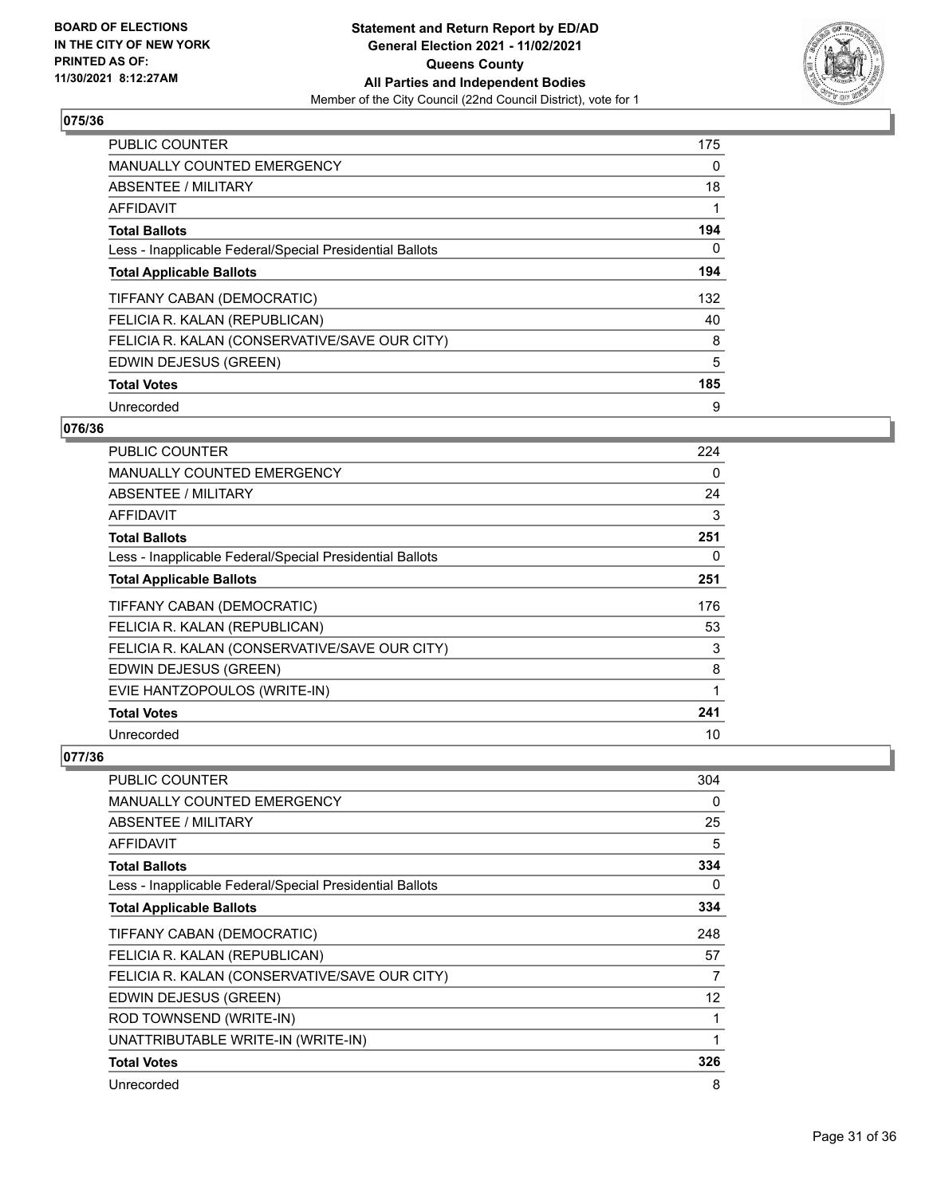**BOARD OF ELECTIONS IN THE CITY OF NEW YORK PRINTED AS OF: 11/30/2021 8:12:27AM**

**Statement and Return Report by ED/AD General Election 2021 - 11/02/2021 Queens County All Parties and Independent Bodies**

Member of the City Council (22nd Council District), vote for 1

## 075/36

| | |
|---|---|
| PUBLIC COUNTER | 175 |
| MANUALLY COUNTED EMERGENCY | 0 |
| ABSENTEE / MILITARY | 18 |
| AFFIDAVIT | 1 |
| **Total Ballots** | **194** |
| Less - Inapplicable Federal/Special Presidential Ballots | 0 |
| **Total Applicable Ballots** | **194** |
| TIFFANY CABAN (DEMOCRATIC) | 132 |
| FELICIA R. KALAN (REPUBLICAN) | 40 |
| FELICIA R. KALAN (CONSERVATIVE/SAVE OUR CITY) | 8 |
| EDWIN DEJESUS (GREEN) | 5 |
| **Total Votes** | **185** |
| Unrecorded | 9 |

## 076/36

| | |
|---|---|
| PUBLIC COUNTER | 224 |
| MANUALLY COUNTED EMERGENCY | 0 |
| ABSENTEE / MILITARY | 24 |
| AFFIDAVIT | 3 |
| **Total Ballots** | **251** |
| Less - Inapplicable Federal/Special Presidential Ballots | 0 |
| **Total Applicable Ballots** | **251** |
| TIFFANY CABAN (DEMOCRATIC) | 176 |
| FELICIA R. KALAN (REPUBLICAN) | 53 |
| FELICIA R. KALAN (CONSERVATIVE/SAVE OUR CITY) | 3 |
| EDWIN DEJESUS (GREEN) | 8 |
| EVIE HANTZOPOULOS (WRITE-IN) | 1 |
| **Total Votes** | **241** |
| Unrecorded | 10 |

## 077/36

| | |
|---|---|
| PUBLIC COUNTER | 304 |
| MANUALLY COUNTED EMERGENCY | 0 |
| ABSENTEE / MILITARY | 25 |
| AFFIDAVIT | 5 |
| **Total Ballots** | **334** |
| Less - Inapplicable Federal/Special Presidential Ballots | 0 |
| **Total Applicable Ballots** | **334** |
| TIFFANY CABAN (DEMOCRATIC) | 248 |
| FELICIA R. KALAN (REPUBLICAN) | 57 |
| FELICIA R. KALAN (CONSERVATIVE/SAVE OUR CITY) | 7 |
| EDWIN DEJESUS (GREEN) | 12 |
| ROD TOWNSEND (WRITE-IN) | 1 |
| UNATTRIBUTABLE WRITE-IN (WRITE-IN) | 1 |
| **Total Votes** | **326** |
| Unrecorded | 8 |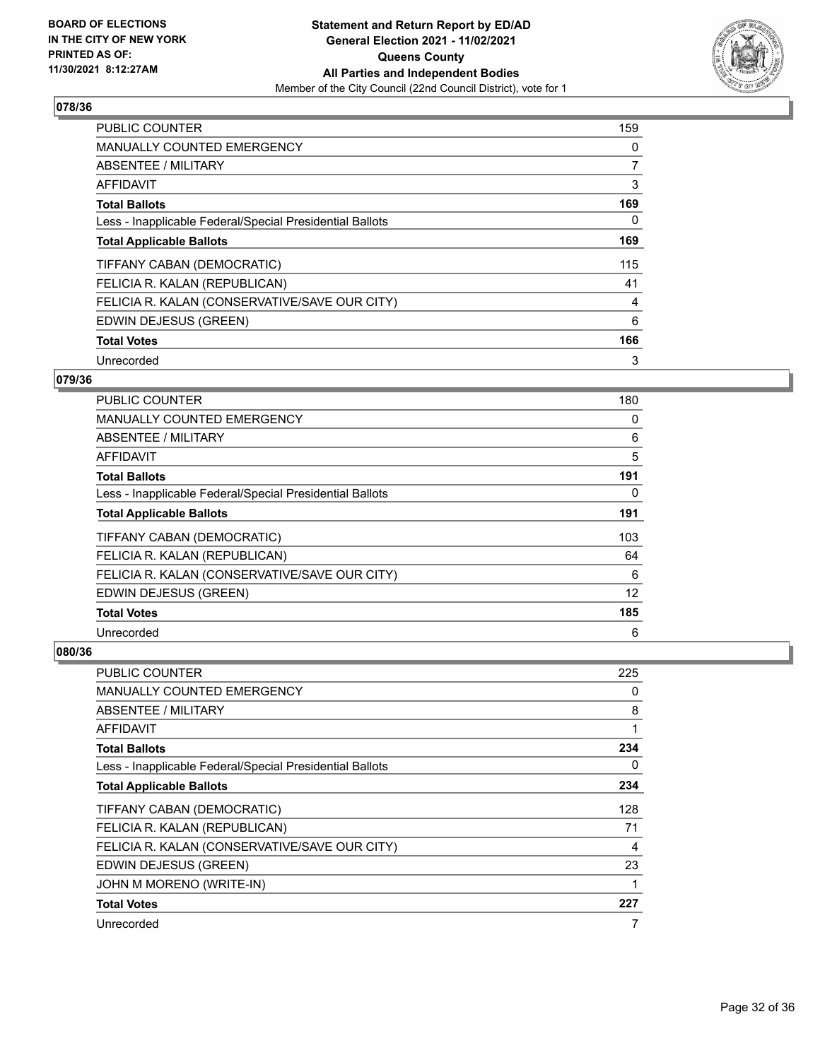**BOARD OF ELECTIONS IN THE CITY OF NEW YORK PRINTED AS OF: 11/30/2021 8:12:27AM**

**Statement and Return Report by ED/AD General Election 2021 - 11/02/2021 Queens County All Parties and Independent Bodies**

Member of the City Council (22nd Council District), vote for 1

### 078/36

| | |
|---|---|
| PUBLIC COUNTER | 159 |
| MANUALLY COUNTED EMERGENCY | 0 |
| ABSENTEE / MILITARY | 7 |
| AFFIDAVIT | 3 |
| **Total Ballots** | **169** |
| Less - Inapplicable Federal/Special Presidential Ballots | 0 |
| **Total Applicable Ballots** | **169** |
| TIFFANY CABAN (DEMOCRATIC) | 115 |
| FELICIA R. KALAN (REPUBLICAN) | 41 |
| FELICIA R. KALAN (CONSERVATIVE/SAVE OUR CITY) | 4 |
| EDWIN DEJESUS (GREEN) | 6 |
| **Total Votes** | **166** |
| Unrecorded | 3 |

### 079/36

| | |
|---|---|
| PUBLIC COUNTER | 180 |
| MANUALLY COUNTED EMERGENCY | 0 |
| ABSENTEE / MILITARY | 6 |
| AFFIDAVIT | 5 |
| **Total Ballots** | **191** |
| Less - Inapplicable Federal/Special Presidential Ballots | 0 |
| **Total Applicable Ballots** | **191** |
| TIFFANY CABAN (DEMOCRATIC) | 103 |
| FELICIA R. KALAN (REPUBLICAN) | 64 |
| FELICIA R. KALAN (CONSERVATIVE/SAVE OUR CITY) | 6 |
| EDWIN DEJESUS (GREEN) | 12 |
| **Total Votes** | **185** |
| Unrecorded | 6 |

### 080/36

| | |
|---|---|
| PUBLIC COUNTER | 225 |
| MANUALLY COUNTED EMERGENCY | 0 |
| ABSENTEE / MILITARY | 8 |
| AFFIDAVIT | 1 |
| **Total Ballots** | **234** |
| Less - Inapplicable Federal/Special Presidential Ballots | 0 |
| **Total Applicable Ballots** | **234** |
| TIFFANY CABAN (DEMOCRATIC) | 128 |
| FELICIA R. KALAN (REPUBLICAN) | 71 |
| FELICIA R. KALAN (CONSERVATIVE/SAVE OUR CITY) | 4 |
| EDWIN DEJESUS (GREEN) | 23 |
| JOHN M MORENO (WRITE-IN) | 1 |
| **Total Votes** | **227** |
| Unrecorded | 7 |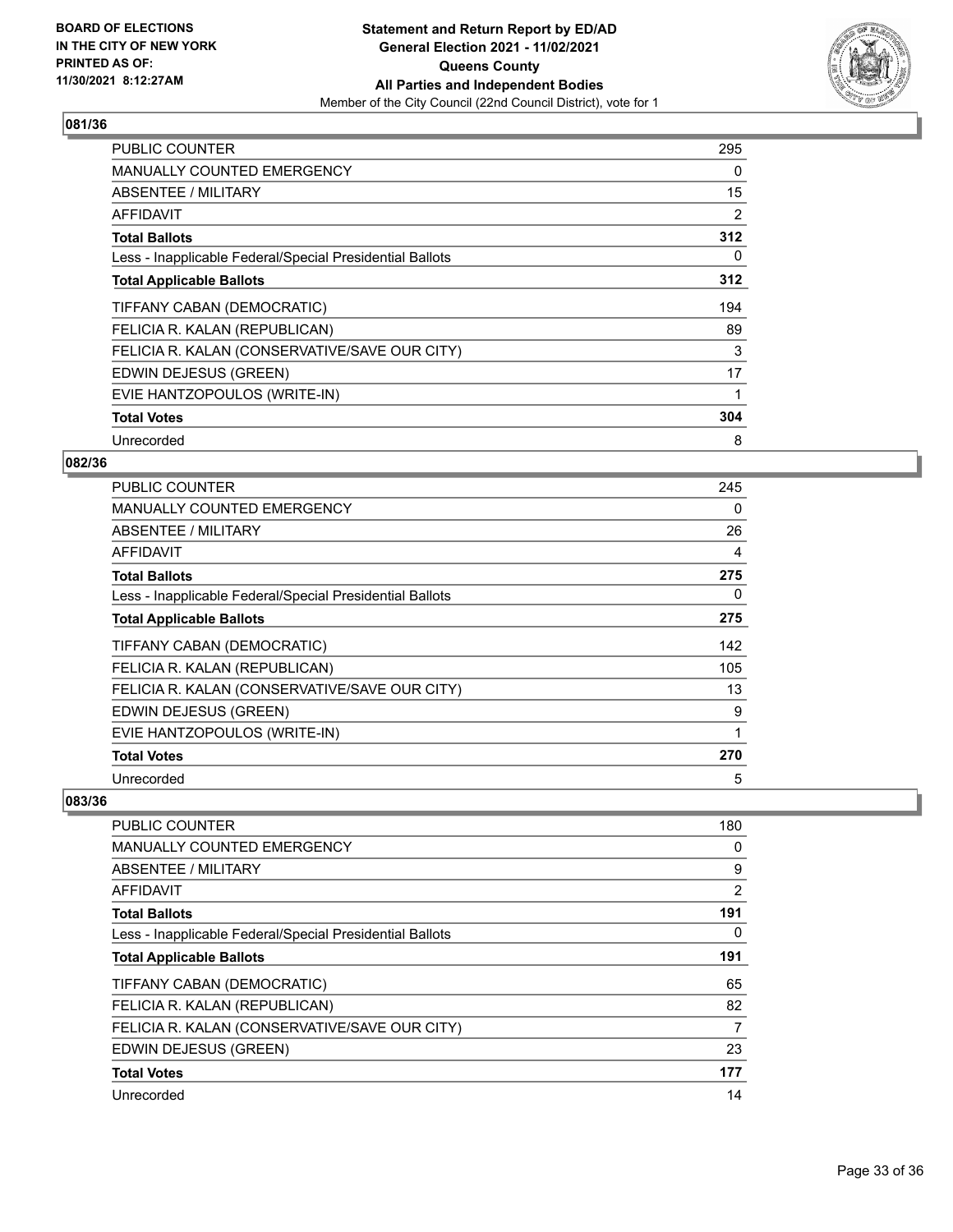**081/36**

| | |
|---|---|
| PUBLIC COUNTER | 295 |
| MANUALLY COUNTED EMERGENCY | 0 |
| ABSENTEE / MILITARY | 15 |
| AFFIDAVIT | 2 |
| **Total Ballots** | **312** |
| Less - Inapplicable Federal/Special Presidential Ballots | 0 |
| **Total Applicable Ballots** | **312** |
| TIFFANY CABAN (DEMOCRATIC) | 194 |
| FELICIA R. KALAN (REPUBLICAN) | 89 |
| FELICIA R. KALAN (CONSERVATIVE/SAVE OUR CITY) | 3 |
| EDWIN DEJESUS (GREEN) | 17 |
| EVIE HANTZOPOULOS (WRITE-IN) | 1 |
| **Total Votes** | **304** |
| Unrecorded | 8 |

**082/36**

| | |
|---|---|
| PUBLIC COUNTER | 245 |
| MANUALLY COUNTED EMERGENCY | 0 |
| ABSENTEE / MILITARY | 26 |
| AFFIDAVIT | 4 |
| **Total Ballots** | **275** |
| Less - Inapplicable Federal/Special Presidential Ballots | 0 |
| **Total Applicable Ballots** | **275** |
| TIFFANY CABAN (DEMOCRATIC) | 142 |
| FELICIA R. KALAN (REPUBLICAN) | 105 |
| FELICIA R. KALAN (CONSERVATIVE/SAVE OUR CITY) | 13 |
| EDWIN DEJESUS (GREEN) | 9 |
| EVIE HANTZOPOULOS (WRITE-IN) | 1 |
| **Total Votes** | **270** |
| Unrecorded | 5 |

**083/36**

| | |
|---|---|
| PUBLIC COUNTER | 180 |
| MANUALLY COUNTED EMERGENCY | 0 |
| ABSENTEE / MILITARY | 9 |
| AFFIDAVIT | 2 |
| **Total Ballots** | **191** |
| Less - Inapplicable Federal/Special Presidential Ballots | 0 |
| **Total Applicable Ballots** | **191** |
| TIFFANY CABAN (DEMOCRATIC) | 65 |
| FELICIA R. KALAN (REPUBLICAN) | 82 |
| FELICIA R. KALAN (CONSERVATIVE/SAVE OUR CITY) | 7 |
| EDWIN DEJESUS (GREEN) | 23 |
| **Total Votes** | **177** |
| Unrecorded | 14 |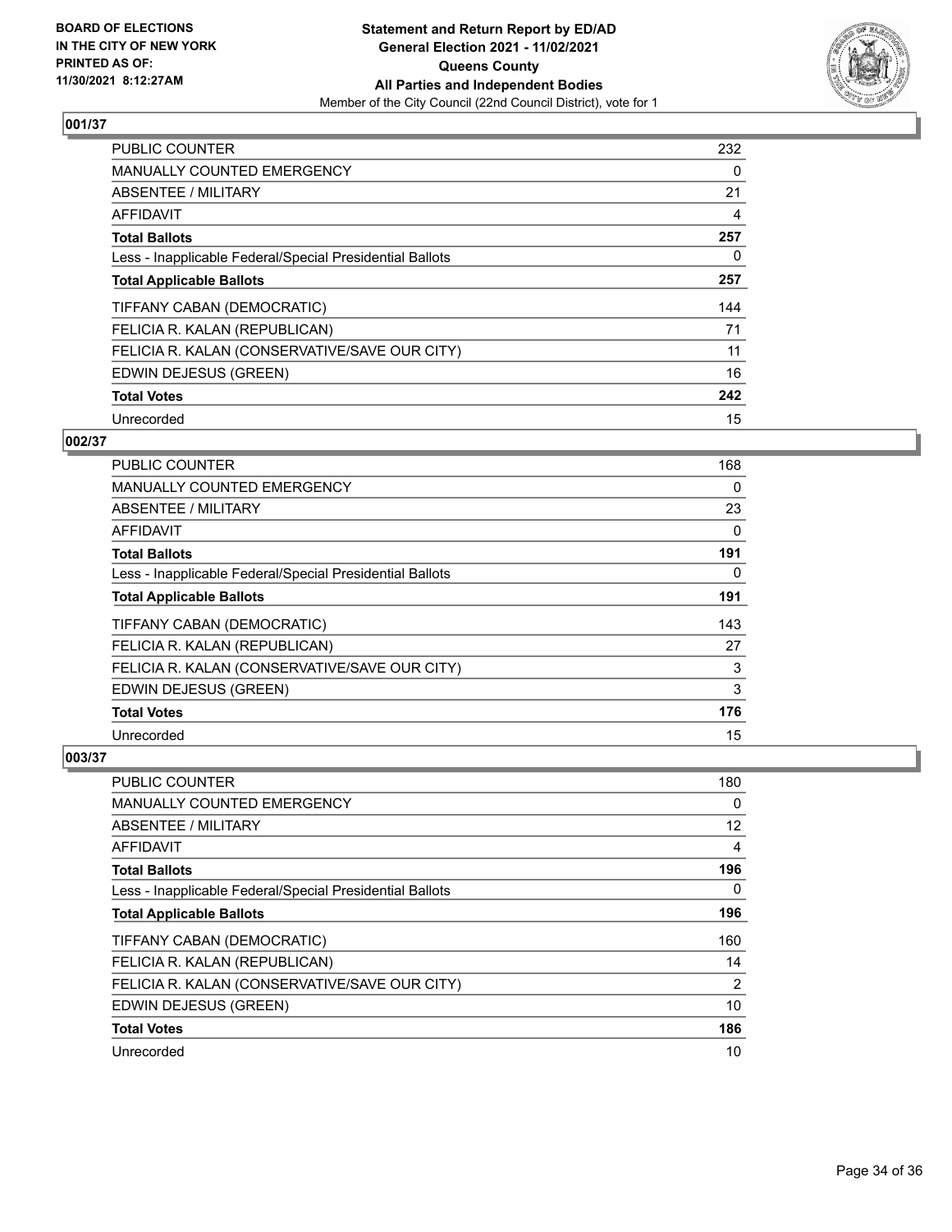**BOARD OF ELECTIONS IN THE CITY OF NEW YORK PRINTED AS OF: 11/30/2021 8:12:27AM**

**Statement and Return Report by ED/AD General Election 2021 - 11/02/2021 Queens County All Parties and Independent Bodies**

Member of the City Council (22nd Council District), vote for 1

## 001/37

| | |
|---|---|
| PUBLIC COUNTER | 232 |
| MANUALLY COUNTED EMERGENCY | 0 |
| ABSENTEE / MILITARY | 21 |
| AFFIDAVIT | 4 |
| **Total Ballots** | **257** |
| Less - Inapplicable Federal/Special Presidential Ballots | 0 |
| **Total Applicable Ballots** | **257** |
| TIFFANY CABAN (DEMOCRATIC) | 144 |
| FELICIA R. KALAN (REPUBLICAN) | 71 |
| FELICIA R. KALAN (CONSERVATIVE/SAVE OUR CITY) | 11 |
| EDWIN DEJESUS (GREEN) | 16 |
| **Total Votes** | **242** |
| Unrecorded | 15 |

## 002/37

| | |
|---|---|
| PUBLIC COUNTER | 168 |
| MANUALLY COUNTED EMERGENCY | 0 |
| ABSENTEE / MILITARY | 23 |
| AFFIDAVIT | 0 |
| **Total Ballots** | **191** |
| Less - Inapplicable Federal/Special Presidential Ballots | 0 |
| **Total Applicable Ballots** | **191** |
| TIFFANY CABAN (DEMOCRATIC) | 143 |
| FELICIA R. KALAN (REPUBLICAN) | 27 |
| FELICIA R. KALAN (CONSERVATIVE/SAVE OUR CITY) | 3 |
| EDWIN DEJESUS (GREEN) | 3 |
| **Total Votes** | **176** |
| Unrecorded | 15 |

## 003/37

| | |
|---|---|
| PUBLIC COUNTER | 180 |
| MANUALLY COUNTED EMERGENCY | 0 |
| ABSENTEE / MILITARY | 12 |
| AFFIDAVIT | 4 |
| **Total Ballots** | **196** |
| Less - Inapplicable Federal/Special Presidential Ballots | 0 |
| **Total Applicable Ballots** | **196** |
| TIFFANY CABAN (DEMOCRATIC) | 160 |
| FELICIA R. KALAN (REPUBLICAN) | 14 |
| FELICIA R. KALAN (CONSERVATIVE/SAVE OUR CITY) | 2 |
| EDWIN DEJESUS (GREEN) | 10 |
| **Total Votes** | **186** |
| Unrecorded | 10 |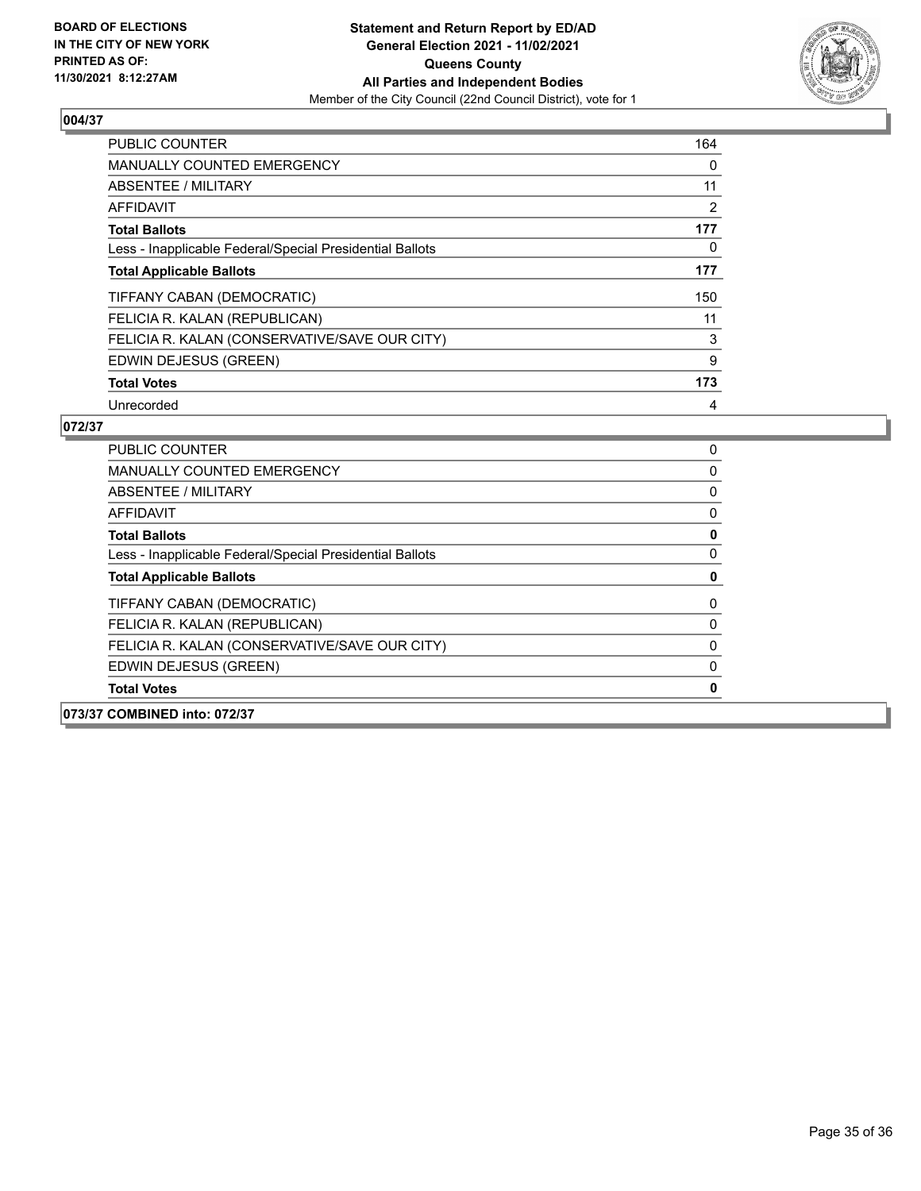**BOARD OF ELECTIONS IN THE CITY OF NEW YORK PRINTED AS OF: 11/30/2021 8:12:27AM**

**Statement and Return Report by ED/AD**
**General Election 2021 - 11/02/2021**
**Queens County**
**All Parties and Independent Bodies**
Member of the City Council (22nd Council District), vote for 1

## 004/37

| | |
|---|---|
| PUBLIC COUNTER | 164 |
| MANUALLY COUNTED EMERGENCY | 0 |
| ABSENTEE / MILITARY | 11 |
| AFFIDAVIT | 2 |
| **Total Ballots** | **177** |
| Less - Inapplicable Federal/Special Presidential Ballots | 0 |
| **Total Applicable Ballots** | **177** |
| TIFFANY CABAN (DEMOCRATIC) | 150 |
| FELICIA R. KALAN (REPUBLICAN) | 11 |
| FELICIA R. KALAN (CONSERVATIVE/SAVE OUR CITY) | 3 |
| EDWIN DEJESUS (GREEN) | 9 |
| **Total Votes** | **173** |
| Unrecorded | 4 |

## 072/37

| | |
|---|---|
| PUBLIC COUNTER | 0 |
| MANUALLY COUNTED EMERGENCY | 0 |
| ABSENTEE / MILITARY | 0 |
| AFFIDAVIT | 0 |
| **Total Ballots** | **0** |
| Less - Inapplicable Federal/Special Presidential Ballots | 0 |
| **Total Applicable Ballots** | **0** |
| TIFFANY CABAN (DEMOCRATIC) | 0 |
| FELICIA R. KALAN (REPUBLICAN) | 0 |
| FELICIA R. KALAN (CONSERVATIVE/SAVE OUR CITY) | 0 |
| EDWIN DEJESUS (GREEN) | 0 |
| **Total Votes** | **0** |

## 073/37 COMBINED into: 072/37